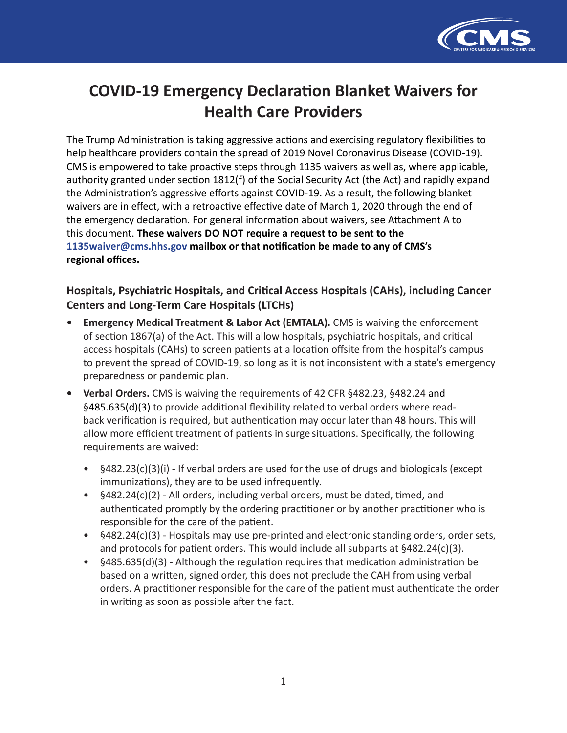# COVID-19 Emergency Declaration Blanket Waivers for Health Care Providers

The Trump Administration is taking aggressive actions and exercising regulatory flexibilities to help healthcare providers contain the spread of 2019 Novel Coronavirus Disease (COVID-19). CMS is empowered to take proactive steps through 1135 waivers as well as, where applicable, authority granted under section 1812(f) of the Social Security Act (the Act) and rapidly expand the Administration's aggressive efforts against COVID-19. As a result, the following blanket waivers are in effect, with a retroactive effective date of March 1, 2020 through the end of the emergency declaration. For general information about waivers, see Attachment A to this document. **These waivers DO NOT require a request to be sent to the 1135waiver@cms.hhs.gov mailbox or that notification be made to any of CMS's regional offices.**

### Hospitals, Psychiatric Hospitals, and Critical Access Hospitals (CAHs), including Cancer Centers and Long-Term Care Hospitals (LTCHs)

- **Emergency Medical Treatment & Labor Act (EMTALA).** CMS is waiving the enforcement of section 1867(a) of the Act. This will allow hospitals, psychiatric hospitals, and critical access hospitals (CAHs) to screen patients at a location offsite from the hospital's campus to prevent the spread of COVID-19, so long as it is not inconsistent with a state's emergency preparedness or pandemic plan.
- **Verbal Orders.** CMS is waiving the requirements of 42 CFR §482.23, §482.24 and §485.635(d)(3) to provide additional flexibility related to verbal orders where read-back verification is required, but authentication may occur later than 48 hours. This will allow more efficient treatment of patients in surge situations. Specifically, the following requirements are waived:
  - §482.23(c)(3)(i) - If verbal orders are used for the use of drugs and biologicals (except immunizations), they are to be used infrequently.
  - §482.24(c)(2) - All orders, including verbal orders, must be dated, timed, and authenticated promptly by the ordering practitioner or by another practitioner who is responsible for the care of the patient.
  - §482.24(c)(3) - Hospitals may use pre-printed and electronic standing orders, order sets, and protocols for patient orders. This would include all subparts at §482.24(c)(3).
  - §485.635(d)(3) - Although the regulation requires that medication administration be based on a written, signed order, this does not preclude the CAH from using verbal orders. A practitioner responsible for the care of the patient must authenticate the order in writing as soon as possible after the fact.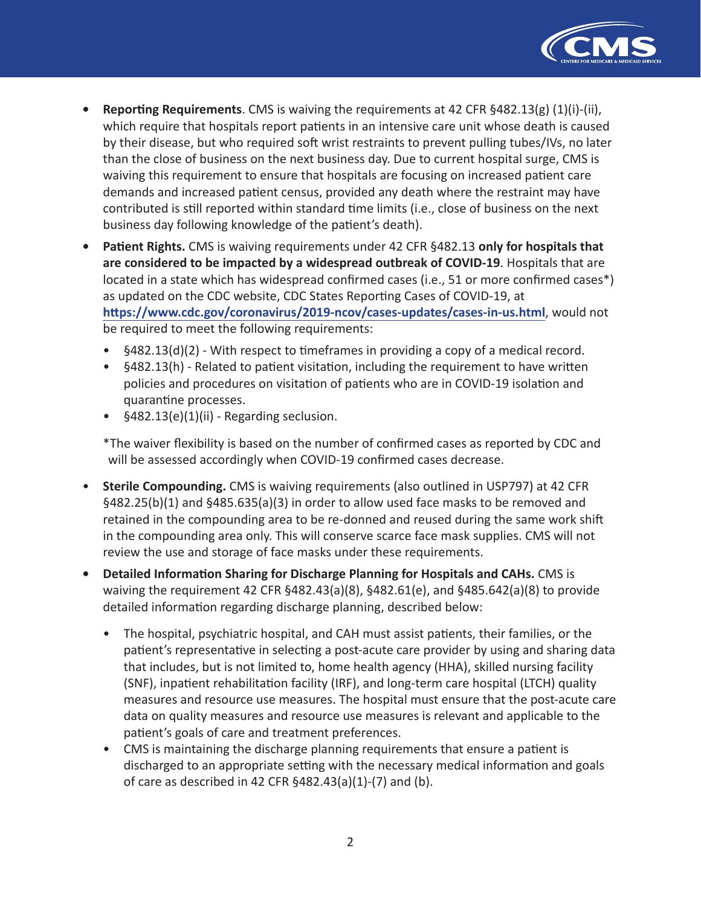- **Reporting Requirements**. CMS is waiving the requirements at 42 CFR §482.13(g) (1)(i)-(ii), which require that hospitals report patients in an intensive care unit whose death is caused by their disease, but who required soft wrist restraints to prevent pulling tubes/IVs, no later than the close of business on the next business day. Due to current hospital surge, CMS is waiving this requirement to ensure that hospitals are focusing on increased patient care demands and increased patient census, provided any death where the restraint may have contributed is still reported within standard time limits (i.e., close of business on the next business day following knowledge of the patient's death).
- **Patient Rights.** CMS is waiving requirements under 42 CFR §482.13 **only for hospitals that are considered to be impacted by a widespread outbreak of COVID-19**. Hospitals that are located in a state which has widespread confirmed cases (i.e., 51 or more confirmed cases*) as updated on the CDC website, CDC States Reporting Cases of COVID-19, at **https://www.cdc.gov/coronavirus/2019-ncov/cases-updates/cases-in-us.html**, would not be required to meet the following requirements:
  - §482.13(d)(2) - With respect to timeframes in providing a copy of a medical record.
  - §482.13(h) - Related to patient visitation, including the requirement to have written policies and procedures on visitation of patients who are in COVID-19 isolation and quarantine processes.
  - §482.13(e)(1)(ii) - Regarding seclusion.

  *The waiver flexibility is based on the number of confirmed cases as reported by CDC and will be assessed accordingly when COVID-19 confirmed cases decrease.
- **Sterile Compounding.** CMS is waiving requirements (also outlined in USP797) at 42 CFR §482.25(b)(1) and §485.635(a)(3) in order to allow used face masks to be removed and retained in the compounding area to be re-donned and reused during the same work shift in the compounding area only. This will conserve scarce face mask supplies. CMS will not review the use and storage of face masks under these requirements.
- **Detailed Information Sharing for Discharge Planning for Hospitals and CAHs.** CMS is waiving the requirement 42 CFR §482.43(a)(8), §482.61(e), and §485.642(a)(8) to provide detailed information regarding discharge planning, described below:
  - The hospital, psychiatric hospital, and CAH must assist patients, their families, or the patient's representative in selecting a post-acute care provider by using and sharing data that includes, but is not limited to, home health agency (HHA), skilled nursing facility (SNF), inpatient rehabilitation facility (IRF), and long-term care hospital (LTCH) quality measures and resource use measures. The hospital must ensure that the post-acute care data on quality measures and resource use measures is relevant and applicable to the patient's goals of care and treatment preferences.
  - CMS is maintaining the discharge planning requirements that ensure a patient is discharged to an appropriate setting with the necessary medical information and goals of care as described in 42 CFR §482.43(a)(1)-(7) and (b).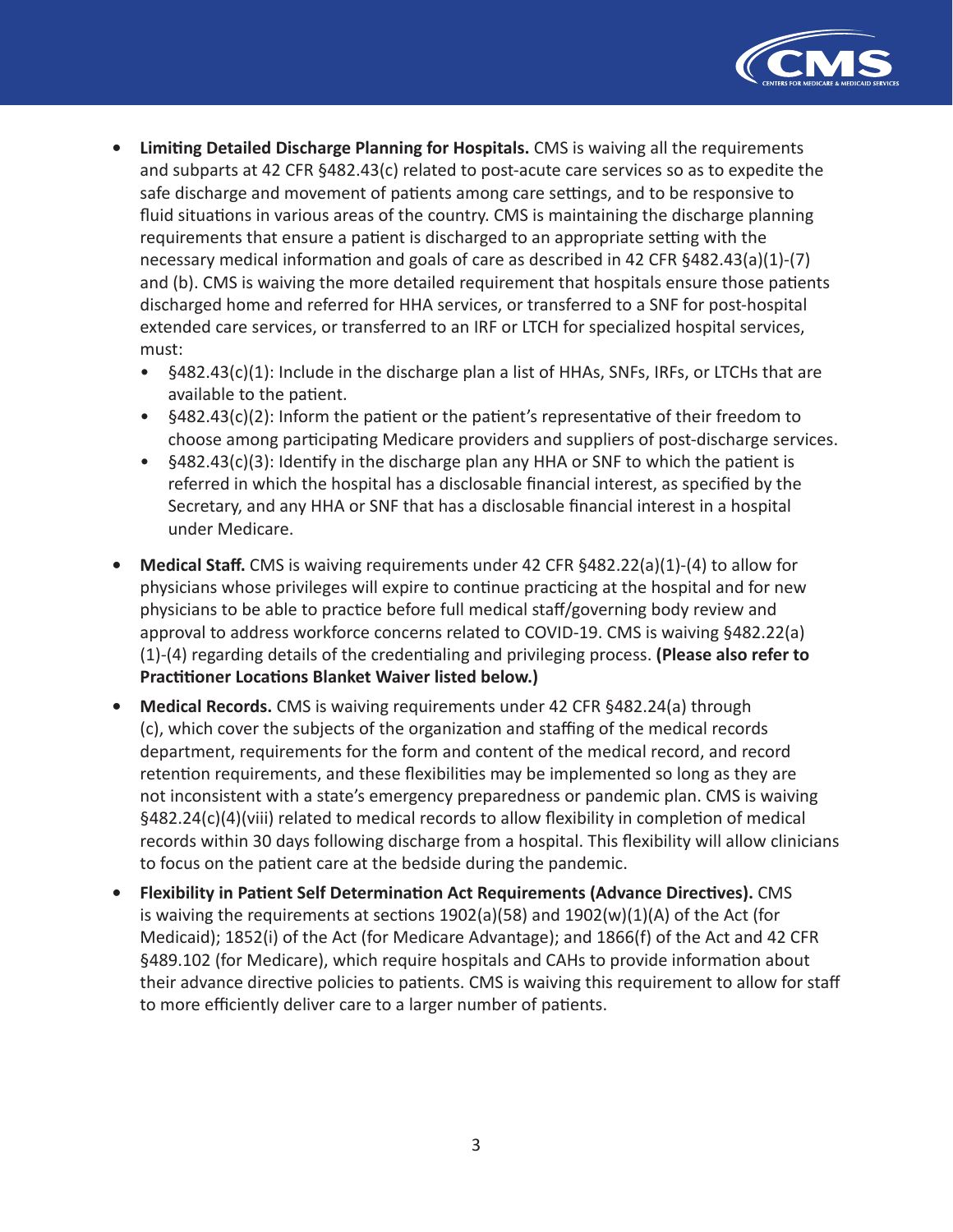- **Limiting Detailed Discharge Planning for Hospitals.** CMS is waiving all the requirements and subparts at 42 CFR §482.43(c) related to post-acute care services so as to expedite the safe discharge and movement of patients among care settings, and to be responsive to fluid situations in various areas of the country. CMS is maintaining the discharge planning requirements that ensure a patient is discharged to an appropriate setting with the necessary medical information and goals of care as described in 42 CFR §482.43(a)(1)-(7) and (b). CMS is waiving the more detailed requirement that hospitals ensure those patients discharged home and referred for HHA services, or transferred to a SNF for post-hospital extended care services, or transferred to an IRF or LTCH for specialized hospital services, must:
  - §482.43(c)(1): Include in the discharge plan a list of HHAs, SNFs, IRFs, or LTCHs that are available to the patient.
  - §482.43(c)(2): Inform the patient or the patient's representative of their freedom to choose among participating Medicare providers and suppliers of post-discharge services.
  - §482.43(c)(3): Identify in the discharge plan any HHA or SNF to which the patient is referred in which the hospital has a disclosable financial interest, as specified by the Secretary, and any HHA or SNF that has a disclosable financial interest in a hospital under Medicare.
- **Medical Staff.** CMS is waiving requirements under 42 CFR §482.22(a)(1)-(4) to allow for physicians whose privileges will expire to continue practicing at the hospital and for new physicians to be able to practice before full medical staff/governing body review and approval to address workforce concerns related to COVID-19. CMS is waiving §482.22(a)(1)-(4) regarding details of the credentialing and privileging process. **(Please also refer to Practitioner Locations Blanket Waiver listed below.)**
- **Medical Records.** CMS is waiving requirements under 42 CFR §482.24(a) through (c), which cover the subjects of the organization and staffing of the medical records department, requirements for the form and content of the medical record, and record retention requirements, and these flexibilities may be implemented so long as they are not inconsistent with a state's emergency preparedness or pandemic plan. CMS is waiving §482.24(c)(4)(viii) related to medical records to allow flexibility in completion of medical records within 30 days following discharge from a hospital. This flexibility will allow clinicians to focus on the patient care at the bedside during the pandemic.
- **Flexibility in Patient Self Determination Act Requirements (Advance Directives).** CMS is waiving the requirements at sections 1902(a)(58) and 1902(w)(1)(A) of the Act (for Medicaid); 1852(i) of the Act (for Medicare Advantage); and 1866(f) of the Act and 42 CFR §489.102 (for Medicare), which require hospitals and CAHs to provide information about their advance directive policies to patients. CMS is waiving this requirement to allow for staff to more efficiently deliver care to a larger number of patients.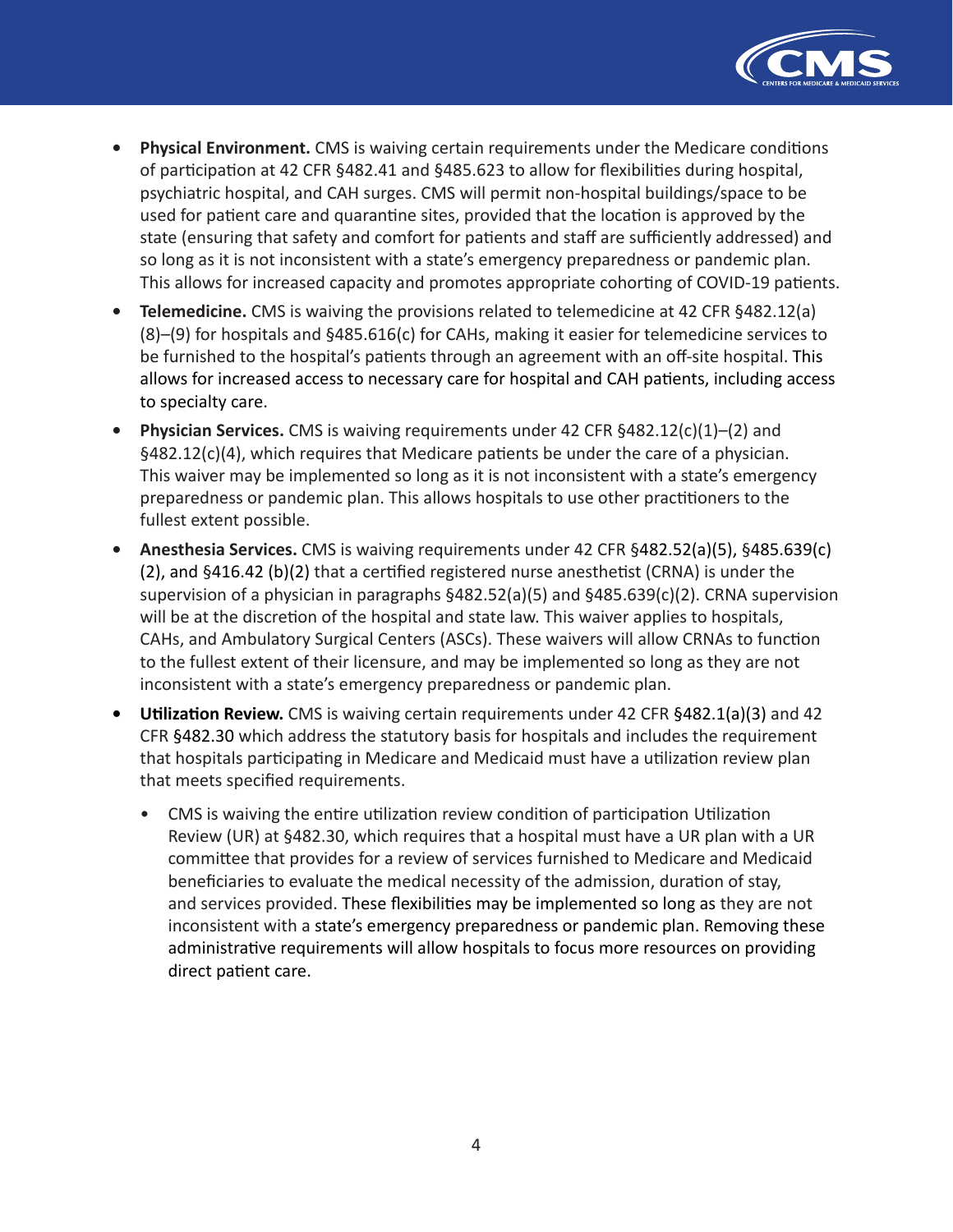- **Physical Environment.** CMS is waiving certain requirements under the Medicare conditions of participation at 42 CFR §482.41 and §485.623 to allow for flexibilities during hospital, psychiatric hospital, and CAH surges. CMS will permit non-hospital buildings/space to be used for patient care and quarantine sites, provided that the location is approved by the state (ensuring that safety and comfort for patients and staff are sufficiently addressed) and so long as it is not inconsistent with a state's emergency preparedness or pandemic plan. This allows for increased capacity and promotes appropriate cohorting of COVID-19 patients.
- **Telemedicine.** CMS is waiving the provisions related to telemedicine at 42 CFR §482.12(a)(8)–(9) for hospitals and §485.616(c) for CAHs, making it easier for telemedicine services to be furnished to the hospital's patients through an agreement with an off-site hospital. This allows for increased access to necessary care for hospital and CAH patients, including access to specialty care.
- **Physician Services.** CMS is waiving requirements under 42 CFR §482.12(c)(1)–(2) and §482.12(c)(4), which requires that Medicare patients be under the care of a physician. This waiver may be implemented so long as it is not inconsistent with a state's emergency preparedness or pandemic plan. This allows hospitals to use other practitioners to the fullest extent possible.
- **Anesthesia Services.** CMS is waiving requirements under 42 CFR §482.52(a)(5), §485.639(c)(2), and §416.42 (b)(2) that a certified registered nurse anesthetist (CRNA) is under the supervision of a physician in paragraphs §482.52(a)(5) and §485.639(c)(2). CRNA supervision will be at the discretion of the hospital and state law. This waiver applies to hospitals, CAHs, and Ambulatory Surgical Centers (ASCs). These waivers will allow CRNAs to function to the fullest extent of their licensure, and may be implemented so long as they are not inconsistent with a state's emergency preparedness or pandemic plan.
- **Utilization Review.** CMS is waiving certain requirements under 42 CFR §482.1(a)(3) and 42 CFR §482.30 which address the statutory basis for hospitals and includes the requirement that hospitals participating in Medicare and Medicaid must have a utilization review plan that meets specified requirements.
  - CMS is waiving the entire utilization review condition of participation Utilization Review (UR) at §482.30, which requires that a hospital must have a UR plan with a UR committee that provides for a review of services furnished to Medicare and Medicaid beneficiaries to evaluate the medical necessity of the admission, duration of stay, and services provided. These flexibilities may be implemented so long as they are not inconsistent with a state's emergency preparedness or pandemic plan. Removing these administrative requirements will allow hospitals to focus more resources on providing direct patient care.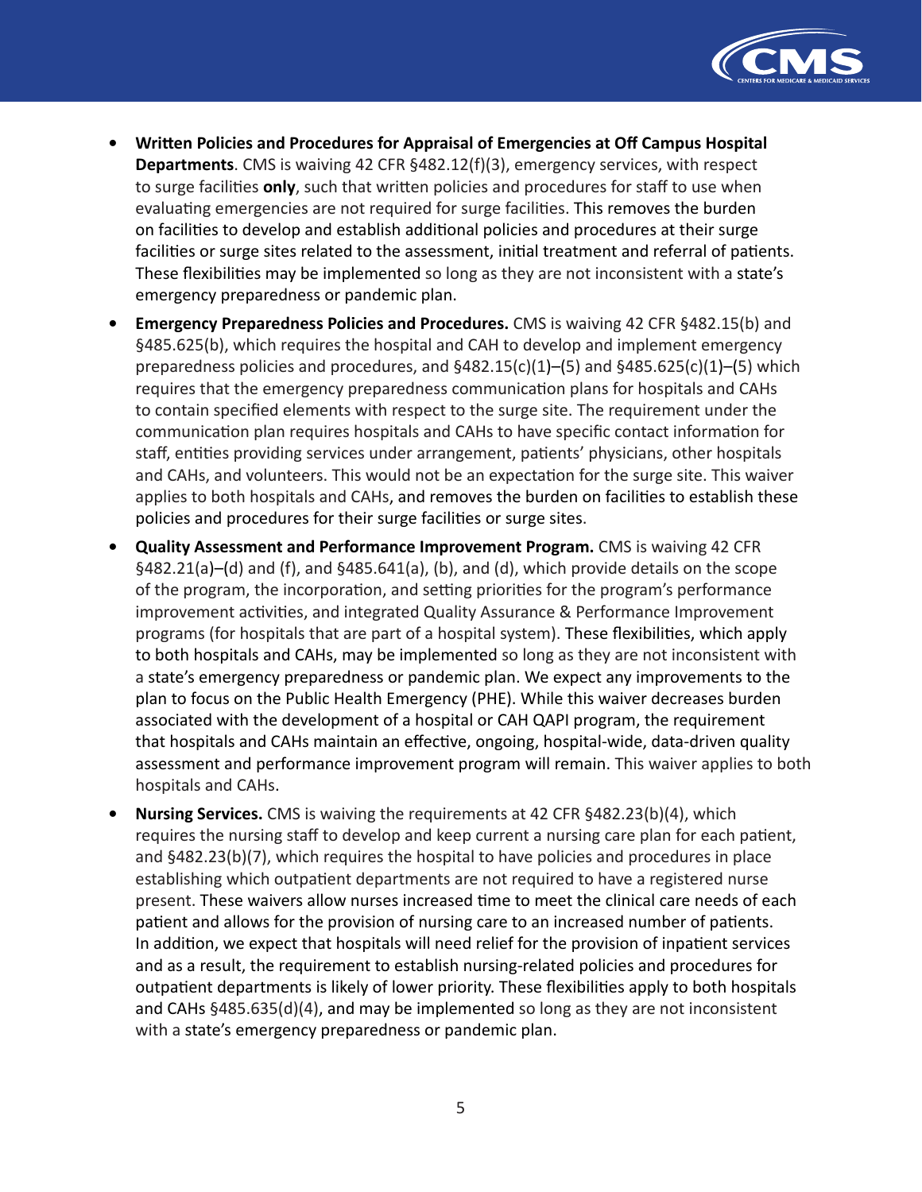- **Written Policies and Procedures for Appraisal of Emergencies at Off Campus Hospital Departments**. CMS is waiving 42 CFR §482.12(f)(3), emergency services, with respect to surge facilities **only**, such that written policies and procedures for staff to use when evaluating emergencies are not required for surge facilities. This removes the burden on facilities to develop and establish additional policies and procedures at their surge facilities or surge sites related to the assessment, initial treatment and referral of patients. These flexibilities may be implemented so long as they are not inconsistent with a state's emergency preparedness or pandemic plan.
- **Emergency Preparedness Policies and Procedures.** CMS is waiving 42 CFR §482.15(b) and §485.625(b), which requires the hospital and CAH to develop and implement emergency preparedness policies and procedures, and §482.15(c)(1)–(5) and §485.625(c)(1)–(5) which requires that the emergency preparedness communication plans for hospitals and CAHs to contain specified elements with respect to the surge site. The requirement under the communication plan requires hospitals and CAHs to have specific contact information for staff, entities providing services under arrangement, patients' physicians, other hospitals and CAHs, and volunteers. This would not be an expectation for the surge site. This waiver applies to both hospitals and CAHs, and removes the burden on facilities to establish these policies and procedures for their surge facilities or surge sites.
- **Quality Assessment and Performance Improvement Program.** CMS is waiving 42 CFR §482.21(a)–(d) and (f), and §485.641(a), (b), and (d), which provide details on the scope of the program, the incorporation, and setting priorities for the program's performance improvement activities, and integrated Quality Assurance & Performance Improvement programs (for hospitals that are part of a hospital system). These flexibilities, which apply to both hospitals and CAHs, may be implemented so long as they are not inconsistent with a state's emergency preparedness or pandemic plan. We expect any improvements to the plan to focus on the Public Health Emergency (PHE). While this waiver decreases burden associated with the development of a hospital or CAH QAPI program, the requirement that hospitals and CAHs maintain an effective, ongoing, hospital-wide, data-driven quality assessment and performance improvement program will remain. This waiver applies to both hospitals and CAHs.
- **Nursing Services.** CMS is waiving the requirements at 42 CFR §482.23(b)(4), which requires the nursing staff to develop and keep current a nursing care plan for each patient, and §482.23(b)(7), which requires the hospital to have policies and procedures in place establishing which outpatient departments are not required to have a registered nurse present. These waivers allow nurses increased time to meet the clinical care needs of each patient and allows for the provision of nursing care to an increased number of patients. In addition, we expect that hospitals will need relief for the provision of inpatient services and as a result, the requirement to establish nursing-related policies and procedures for outpatient departments is likely of lower priority. These flexibilities apply to both hospitals and CAHs §485.635(d)(4), and may be implemented so long as they are not inconsistent with a state's emergency preparedness or pandemic plan.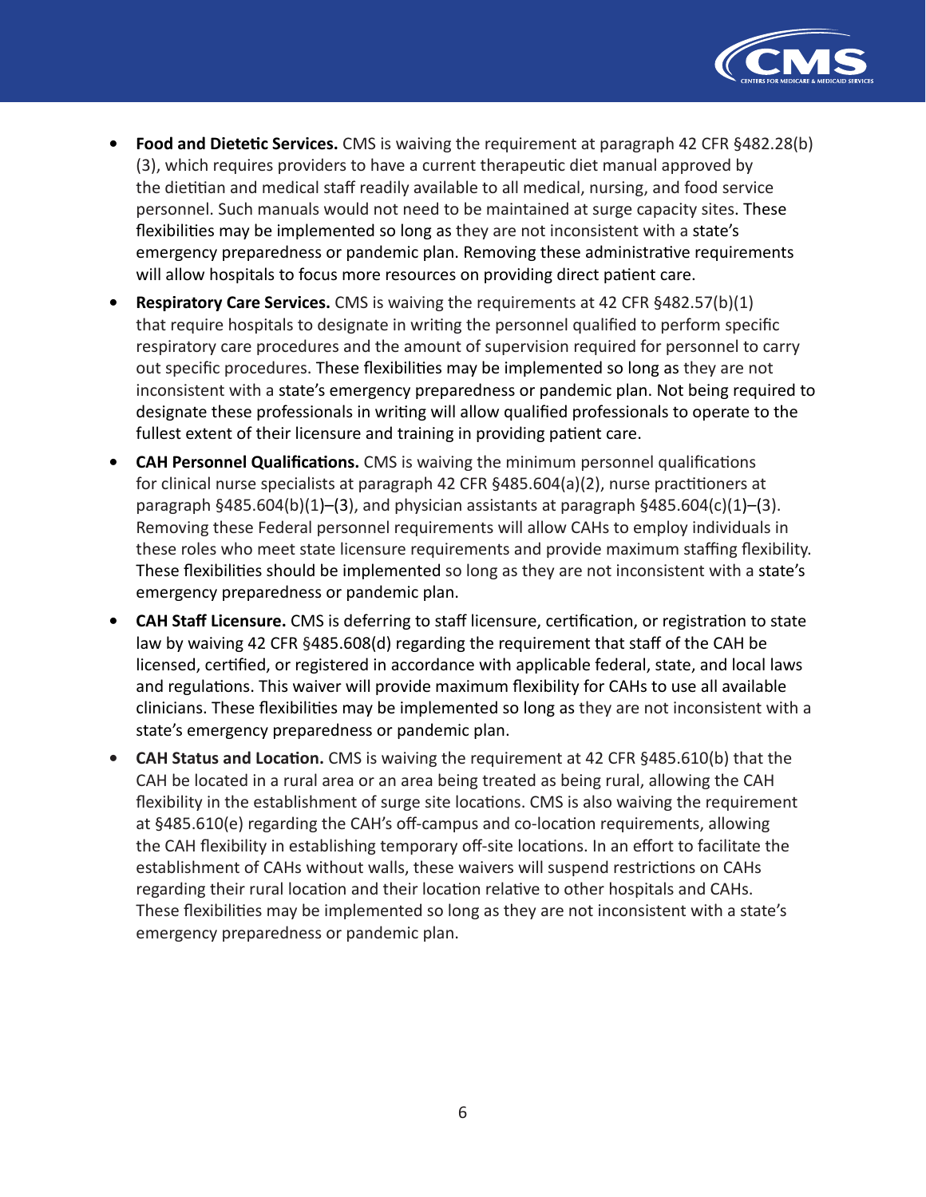- **Food and Dietetic Services.** CMS is waiving the requirement at paragraph 42 CFR §482.28(b)(3), which requires providers to have a current therapeutic diet manual approved by the dietitian and medical staff readily available to all medical, nursing, and food service personnel. Such manuals would not need to be maintained at surge capacity sites. These flexibilities may be implemented so long as they are not inconsistent with a state's emergency preparedness or pandemic plan. Removing these administrative requirements will allow hospitals to focus more resources on providing direct patient care.
- **Respiratory Care Services.** CMS is waiving the requirements at 42 CFR §482.57(b)(1) that require hospitals to designate in writing the personnel qualified to perform specific respiratory care procedures and the amount of supervision required for personnel to carry out specific procedures. These flexibilities may be implemented so long as they are not inconsistent with a state's emergency preparedness or pandemic plan. Not being required to designate these professionals in writing will allow qualified professionals to operate to the fullest extent of their licensure and training in providing patient care.
- **CAH Personnel Qualifications.** CMS is waiving the minimum personnel qualifications for clinical nurse specialists at paragraph 42 CFR §485.604(a)(2), nurse practitioners at paragraph §485.604(b)(1)–(3), and physician assistants at paragraph §485.604(c)(1)–(3). Removing these Federal personnel requirements will allow CAHs to employ individuals in these roles who meet state licensure requirements and provide maximum staffing flexibility. These flexibilities should be implemented so long as they are not inconsistent with a state's emergency preparedness or pandemic plan.
- **CAH Staff Licensure.** CMS is deferring to staff licensure, certification, or registration to state law by waiving 42 CFR §485.608(d) regarding the requirement that staff of the CAH be licensed, certified, or registered in accordance with applicable federal, state, and local laws and regulations. This waiver will provide maximum flexibility for CAHs to use all available clinicians. These flexibilities may be implemented so long as they are not inconsistent with a state's emergency preparedness or pandemic plan.
- **CAH Status and Location.** CMS is waiving the requirement at 42 CFR §485.610(b) that the CAH be located in a rural area or an area being treated as being rural, allowing the CAH flexibility in the establishment of surge site locations. CMS is also waiving the requirement at §485.610(e) regarding the CAH's off-campus and co-location requirements, allowing the CAH flexibility in establishing temporary off-site locations. In an effort to facilitate the establishment of CAHs without walls, these waivers will suspend restrictions on CAHs regarding their rural location and their location relative to other hospitals and CAHs. These flexibilities may be implemented so long as they are not inconsistent with a state's emergency preparedness or pandemic plan.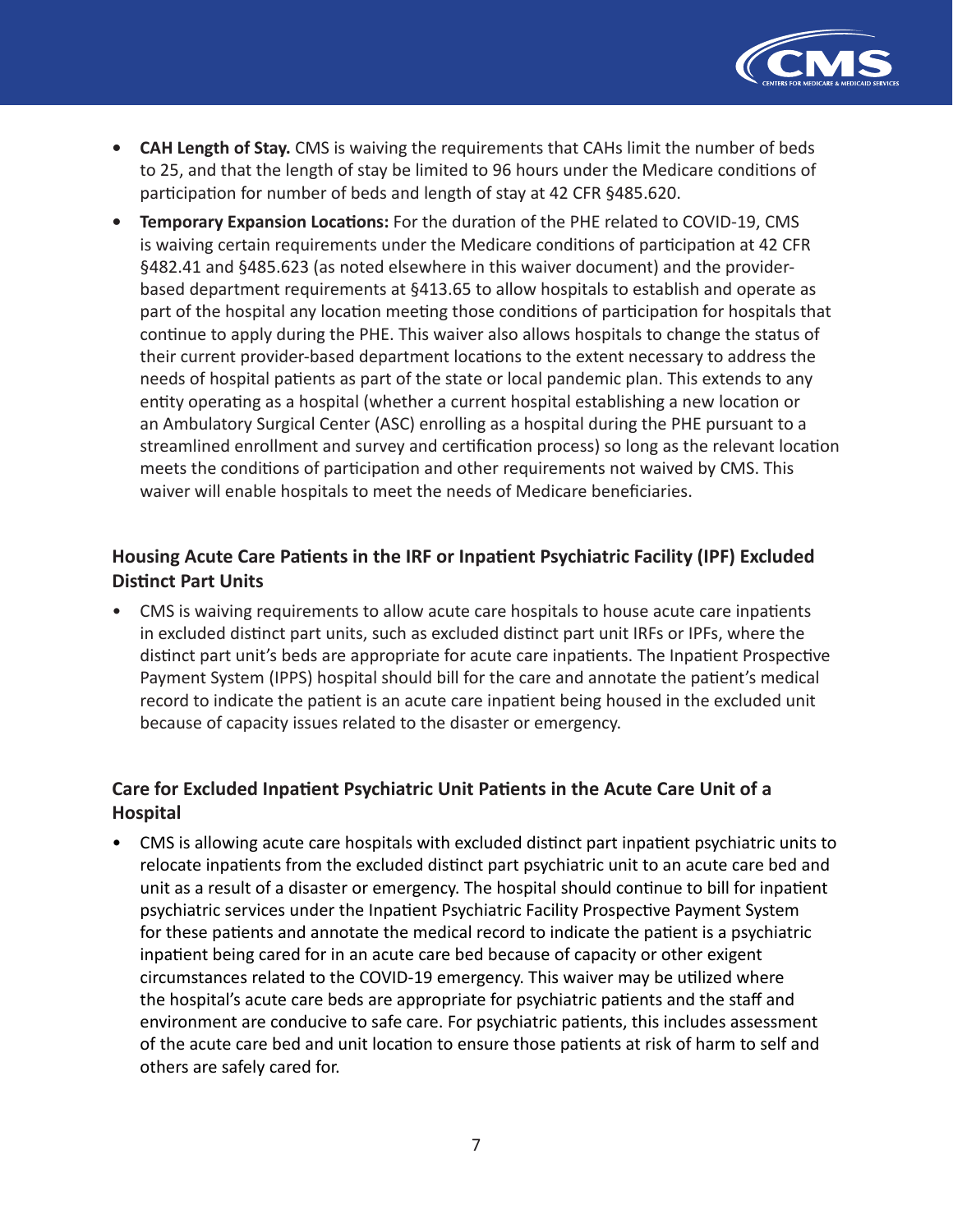- **CAH Length of Stay.** CMS is waiving the requirements that CAHs limit the number of beds to 25, and that the length of stay be limited to 96 hours under the Medicare conditions of participation for number of beds and length of stay at 42 CFR §485.620.
- **Temporary Expansion Locations:** For the duration of the PHE related to COVID-19, CMS is waiving certain requirements under the Medicare conditions of participation at 42 CFR §482.41 and §485.623 (as noted elsewhere in this waiver document) and the provider-based department requirements at §413.65 to allow hospitals to establish and operate as part of the hospital any location meeting those conditions of participation for hospitals that continue to apply during the PHE. This waiver also allows hospitals to change the status of their current provider-based department locations to the extent necessary to address the needs of hospital patients as part of the state or local pandemic plan. This extends to any entity operating as a hospital (whether a current hospital establishing a new location or an Ambulatory Surgical Center (ASC) enrolling as a hospital during the PHE pursuant to a streamlined enrollment and survey and certification process) so long as the relevant location meets the conditions of participation and other requirements not waived by CMS. This waiver will enable hospitals to meet the needs of Medicare beneficiaries.

## Housing Acute Care Patients in the IRF or Inpatient Psychiatric Facility (IPF) Excluded Distinct Part Units

- CMS is waiving requirements to allow acute care hospitals to house acute care inpatients in excluded distinct part units, such as excluded distinct part unit IRFs or IPFs, where the distinct part unit's beds are appropriate for acute care inpatients. The Inpatient Prospective Payment System (IPPS) hospital should bill for the care and annotate the patient's medical record to indicate the patient is an acute care inpatient being housed in the excluded unit because of capacity issues related to the disaster or emergency.

## Care for Excluded Inpatient Psychiatric Unit Patients in the Acute Care Unit of a Hospital

- CMS is allowing acute care hospitals with excluded distinct part inpatient psychiatric units to relocate inpatients from the excluded distinct part psychiatric unit to an acute care bed and unit as a result of a disaster or emergency. The hospital should continue to bill for inpatient psychiatric services under the Inpatient Psychiatric Facility Prospective Payment System for these patients and annotate the medical record to indicate the patient is a psychiatric inpatient being cared for in an acute care bed because of capacity or other exigent circumstances related to the COVID-19 emergency. This waiver may be utilized where the hospital's acute care beds are appropriate for psychiatric patients and the staff and environment are conducive to safe care. For psychiatric patients, this includes assessment of the acute care bed and unit location to ensure those patients at risk of harm to self and others are safely cared for.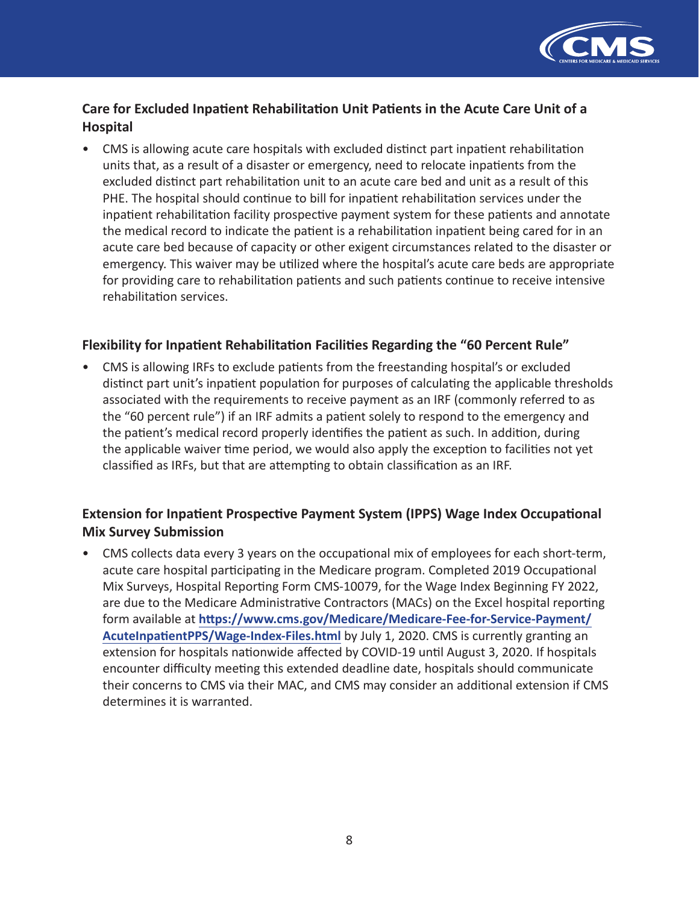### Care for Excluded Inpatient Rehabilitation Unit Patients in the Acute Care Unit of a Hospital

- CMS is allowing acute care hospitals with excluded distinct part inpatient rehabilitation units that, as a result of a disaster or emergency, need to relocate inpatients from the excluded distinct part rehabilitation unit to an acute care bed and unit as a result of this PHE. The hospital should continue to bill for inpatient rehabilitation services under the inpatient rehabilitation facility prospective payment system for these patients and annotate the medical record to indicate the patient is a rehabilitation inpatient being cared for in an acute care bed because of capacity or other exigent circumstances related to the disaster or emergency. This waiver may be utilized where the hospital's acute care beds are appropriate for providing care to rehabilitation patients and such patients continue to receive intensive rehabilitation services.

### Flexibility for Inpatient Rehabilitation Facilities Regarding the "60 Percent Rule"

- CMS is allowing IRFs to exclude patients from the freestanding hospital's or excluded distinct part unit's inpatient population for purposes of calculating the applicable thresholds associated with the requirements to receive payment as an IRF (commonly referred to as the "60 percent rule") if an IRF admits a patient solely to respond to the emergency and the patient's medical record properly identifies the patient as such. In addition, during the applicable waiver time period, we would also apply the exception to facilities not yet classified as IRFs, but that are attempting to obtain classification as an IRF.

### Extension for Inpatient Prospective Payment System (IPPS) Wage Index Occupational Mix Survey Submission

- CMS collects data every 3 years on the occupational mix of employees for each short-term, acute care hospital participating in the Medicare program. Completed 2019 Occupational Mix Surveys, Hospital Reporting Form CMS-10079, for the Wage Index Beginning FY 2022, are due to the Medicare Administrative Contractors (MACs) on the Excel hospital reporting form available at **https://www.cms.gov/Medicare/Medicare-Fee-for-Service-Payment/AcuteInpatientPPS/Wage-Index-Files.html** by July 1, 2020. CMS is currently granting an extension for hospitals nationwide affected by COVID-19 until August 3, 2020. If hospitals encounter difficulty meeting this extended deadline date, hospitals should communicate their concerns to CMS via their MAC, and CMS may consider an additional extension if CMS determines it is warranted.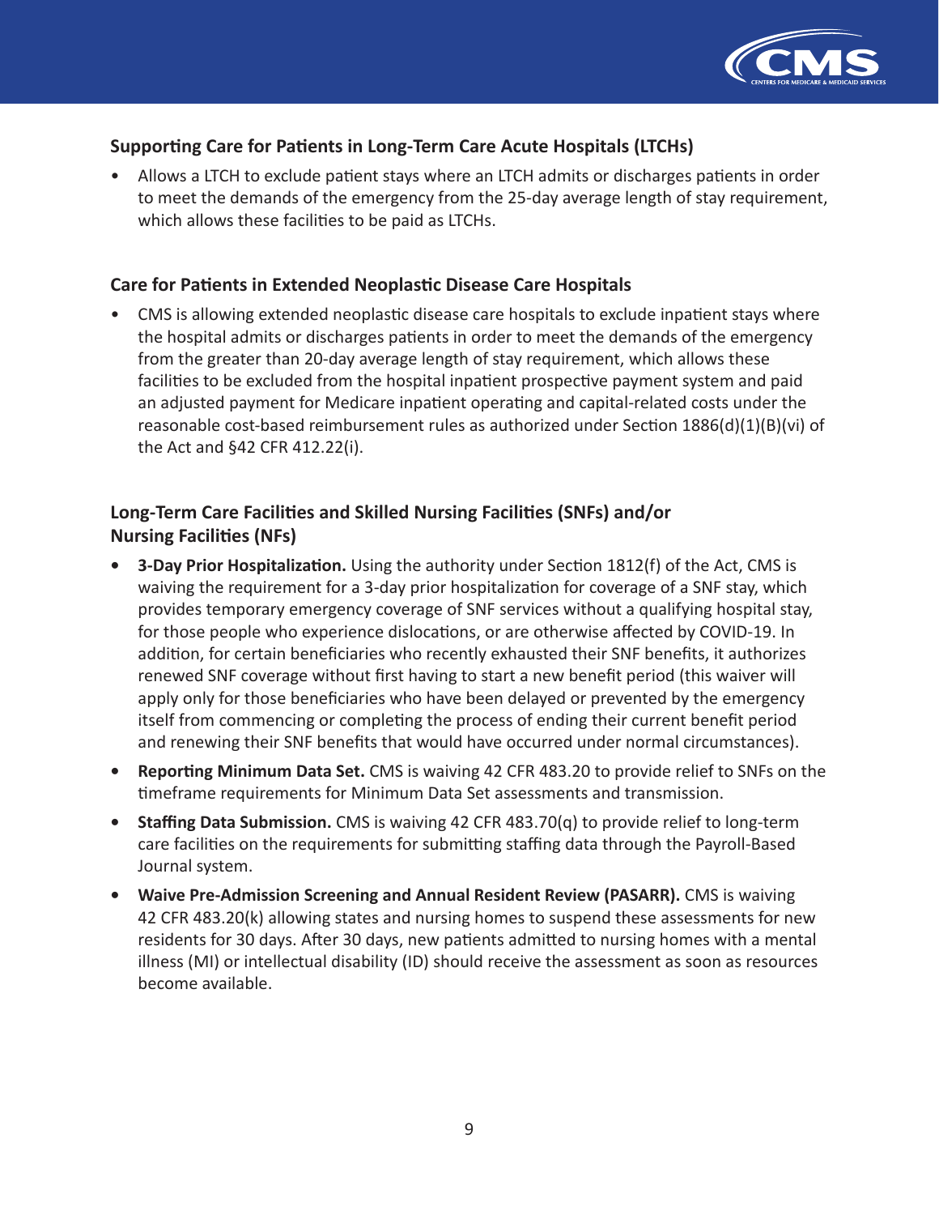### Supporting Care for Patients in Long-Term Care Acute Hospitals (LTCHs)

- Allows a LTCH to exclude patient stays where an LTCH admits or discharges patients in order to meet the demands of the emergency from the 25-day average length of stay requirement, which allows these facilities to be paid as LTCHs.

### Care for Patients in Extended Neoplastic Disease Care Hospitals

- CMS is allowing extended neoplastic disease care hospitals to exclude inpatient stays where the hospital admits or discharges patients in order to meet the demands of the emergency from the greater than 20-day average length of stay requirement, which allows these facilities to be excluded from the hospital inpatient prospective payment system and paid an adjusted payment for Medicare inpatient operating and capital-related costs under the reasonable cost-based reimbursement rules as authorized under Section 1886(d)(1)(B)(vi) of the Act and §42 CFR 412.22(i).

### Long-Term Care Facilities and Skilled Nursing Facilities (SNFs) and/or Nursing Facilities (NFs)

- **3-Day Prior Hospitalization.** Using the authority under Section 1812(f) of the Act, CMS is waiving the requirement for a 3-day prior hospitalization for coverage of a SNF stay, which provides temporary emergency coverage of SNF services without a qualifying hospital stay, for those people who experience dislocations, or are otherwise affected by COVID-19. In addition, for certain beneficiaries who recently exhausted their SNF benefits, it authorizes renewed SNF coverage without first having to start a new benefit period (this waiver will apply only for those beneficiaries who have been delayed or prevented by the emergency itself from commencing or completing the process of ending their current benefit period and renewing their SNF benefits that would have occurred under normal circumstances).
- **Reporting Minimum Data Set.** CMS is waiving 42 CFR 483.20 to provide relief to SNFs on the timeframe requirements for Minimum Data Set assessments and transmission.
- **Staffing Data Submission.** CMS is waiving 42 CFR 483.70(q) to provide relief to long-term care facilities on the requirements for submitting staffing data through the Payroll-Based Journal system.
- **Waive Pre-Admission Screening and Annual Resident Review (PASARR).** CMS is waiving 42 CFR 483.20(k) allowing states and nursing homes to suspend these assessments for new residents for 30 days. After 30 days, new patients admitted to nursing homes with a mental illness (MI) or intellectual disability (ID) should receive the assessment as soon as resources become available.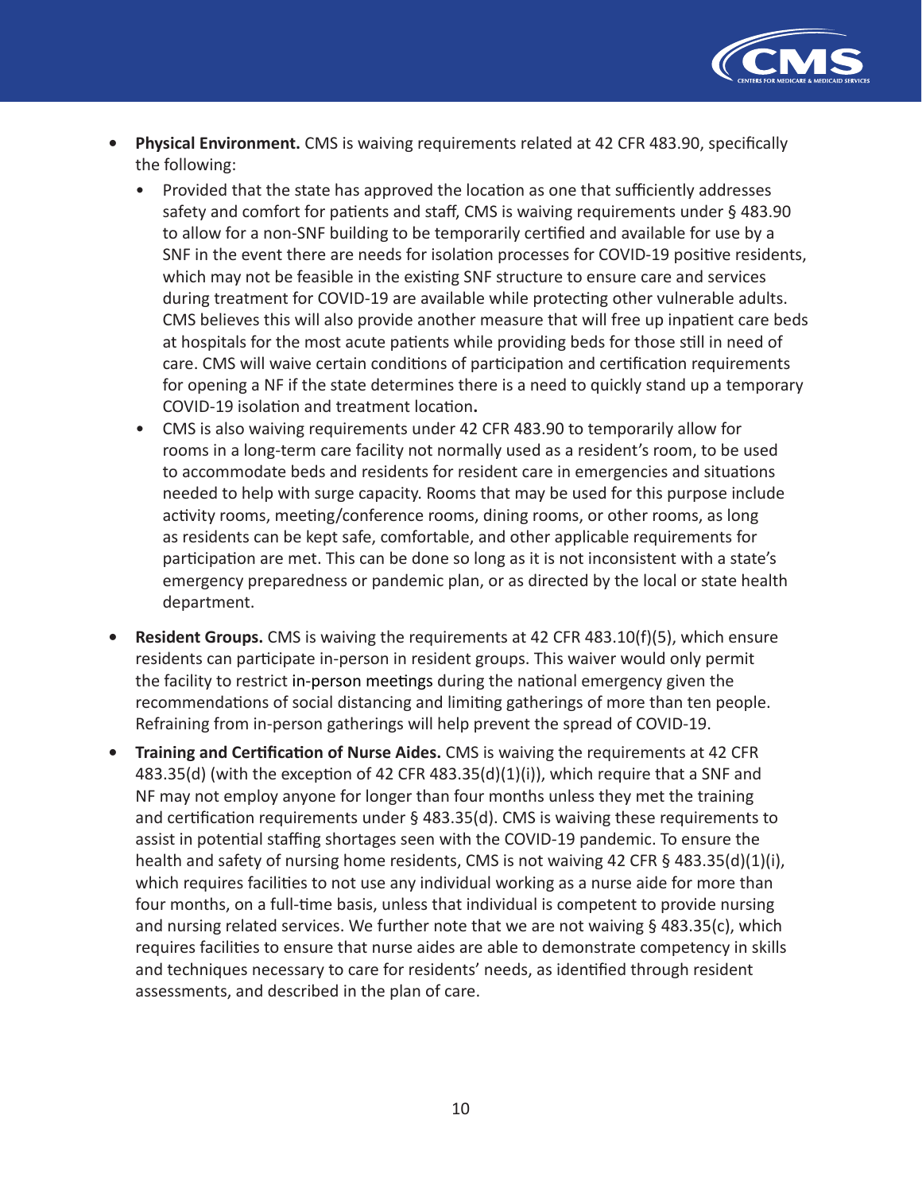- **Physical Environment.** CMS is waiving requirements related at 42 CFR 483.90, specifically the following:
  - Provided that the state has approved the location as one that sufficiently addresses safety and comfort for patients and staff, CMS is waiving requirements under § 483.90 to allow for a non-SNF building to be temporarily certified and available for use by a SNF in the event there are needs for isolation processes for COVID-19 positive residents, which may not be feasible in the existing SNF structure to ensure care and services during treatment for COVID-19 are available while protecting other vulnerable adults. CMS believes this will also provide another measure that will free up inpatient care beds at hospitals for the most acute patients while providing beds for those still in need of care. CMS will waive certain conditions of participation and certification requirements for opening a NF if the state determines there is a need to quickly stand up a temporary COVID-19 isolation and treatment location**.**
  - CMS is also waiving requirements under 42 CFR 483.90 to temporarily allow for rooms in a long-term care facility not normally used as a resident's room, to be used to accommodate beds and residents for resident care in emergencies and situations needed to help with surge capacity. Rooms that may be used for this purpose include activity rooms, meeting/conference rooms, dining rooms, or other rooms, as long as residents can be kept safe, comfortable, and other applicable requirements for participation are met. This can be done so long as it is not inconsistent with a state's emergency preparedness or pandemic plan, or as directed by the local or state health department.
- **Resident Groups.** CMS is waiving the requirements at 42 CFR 483.10(f)(5), which ensure residents can participate in-person in resident groups. This waiver would only permit the facility to restrict in-person meetings during the national emergency given the recommendations of social distancing and limiting gatherings of more than ten people. Refraining from in-person gatherings will help prevent the spread of COVID-19.
- **Training and Certification of Nurse Aides.** CMS is waiving the requirements at 42 CFR 483.35(d) (with the exception of 42 CFR 483.35(d)(1)(i)), which require that a SNF and NF may not employ anyone for longer than four months unless they met the training and certification requirements under § 483.35(d). CMS is waiving these requirements to assist in potential staffing shortages seen with the COVID-19 pandemic. To ensure the health and safety of nursing home residents, CMS is not waiving 42 CFR § 483.35(d)(1)(i), which requires facilities to not use any individual working as a nurse aide for more than four months, on a full-time basis, unless that individual is competent to provide nursing and nursing related services. We further note that we are not waiving § 483.35(c), which requires facilities to ensure that nurse aides are able to demonstrate competency in skills and techniques necessary to care for residents' needs, as identified through resident assessments, and described in the plan of care.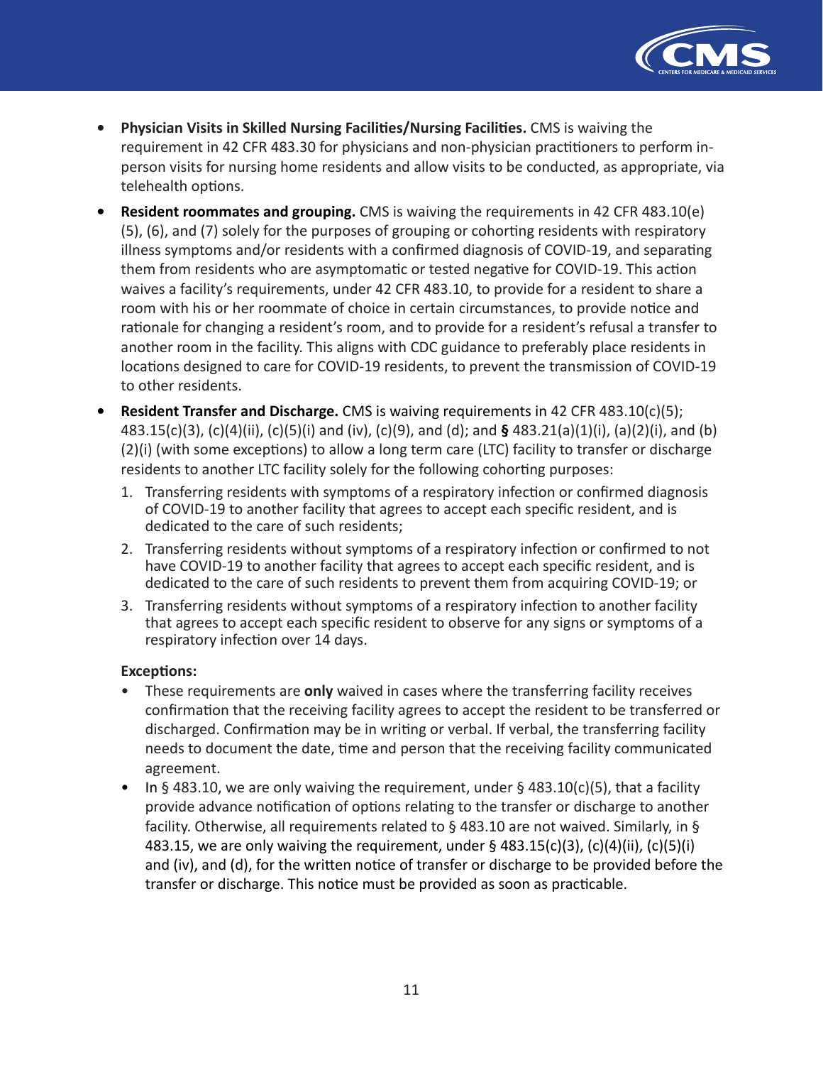- **Physician Visits in Skilled Nursing Facilities/Nursing Facilities.** CMS is waiving the requirement in 42 CFR 483.30 for physicians and non-physician practitioners to perform in-person visits for nursing home residents and allow visits to be conducted, as appropriate, via telehealth options.
- **Resident roommates and grouping.** CMS is waiving the requirements in 42 CFR 483.10(e)(5), (6), and (7) solely for the purposes of grouping or cohorting residents with respiratory illness symptoms and/or residents with a confirmed diagnosis of COVID-19, and separating them from residents who are asymptomatic or tested negative for COVID-19. This action waives a facility's requirements, under 42 CFR 483.10, to provide for a resident to share a room with his or her roommate of choice in certain circumstances, to provide notice and rationale for changing a resident's room, and to provide for a resident's refusal a transfer to another room in the facility. This aligns with CDC guidance to preferably place residents in locations designed to care for COVID-19 residents, to prevent the transmission of COVID-19 to other residents.
- **Resident Transfer and Discharge.** CMS is waiving requirements in 42 CFR 483.10(c)(5); 483.15(c)(3), (c)(4)(ii), (c)(5)(i) and (iv), (c)(9), and (d); and **§** 483.21(a)(1)(i), (a)(2)(i), and (b)(2)(i) (with some exceptions) to allow a long term care (LTC) facility to transfer or discharge residents to another LTC facility solely for the following cohorting purposes:
  1. Transferring residents with symptoms of a respiratory infection or confirmed diagnosis of COVID-19 to another facility that agrees to accept each specific resident, and is dedicated to the care of such residents;
  2. Transferring residents without symptoms of a respiratory infection or confirmed to not have COVID-19 to another facility that agrees to accept each specific resident, and is dedicated to the care of such residents to prevent them from acquiring COVID-19; or
  3. Transferring residents without symptoms of a respiratory infection to another facility that agrees to accept each specific resident to observe for any signs or symptoms of a respiratory infection over 14 days.

  **Exceptions:**

  - These requirements are **only** waived in cases where the transferring facility receives confirmation that the receiving facility agrees to accept the resident to be transferred or discharged. Confirmation may be in writing or verbal. If verbal, the transferring facility needs to document the date, time and person that the receiving facility communicated agreement.
  - In § 483.10, we are only waiving the requirement, under § 483.10(c)(5), that a facility provide advance notification of options relating to the transfer or discharge to another facility. Otherwise, all requirements related to § 483.10 are not waived. Similarly, in § 483.15, we are only waiving the requirement, under § 483.15(c)(3), (c)(4)(ii), (c)(5)(i) and (iv), and (d), for the written notice of transfer or discharge to be provided before the transfer or discharge. This notice must be provided as soon as practicable.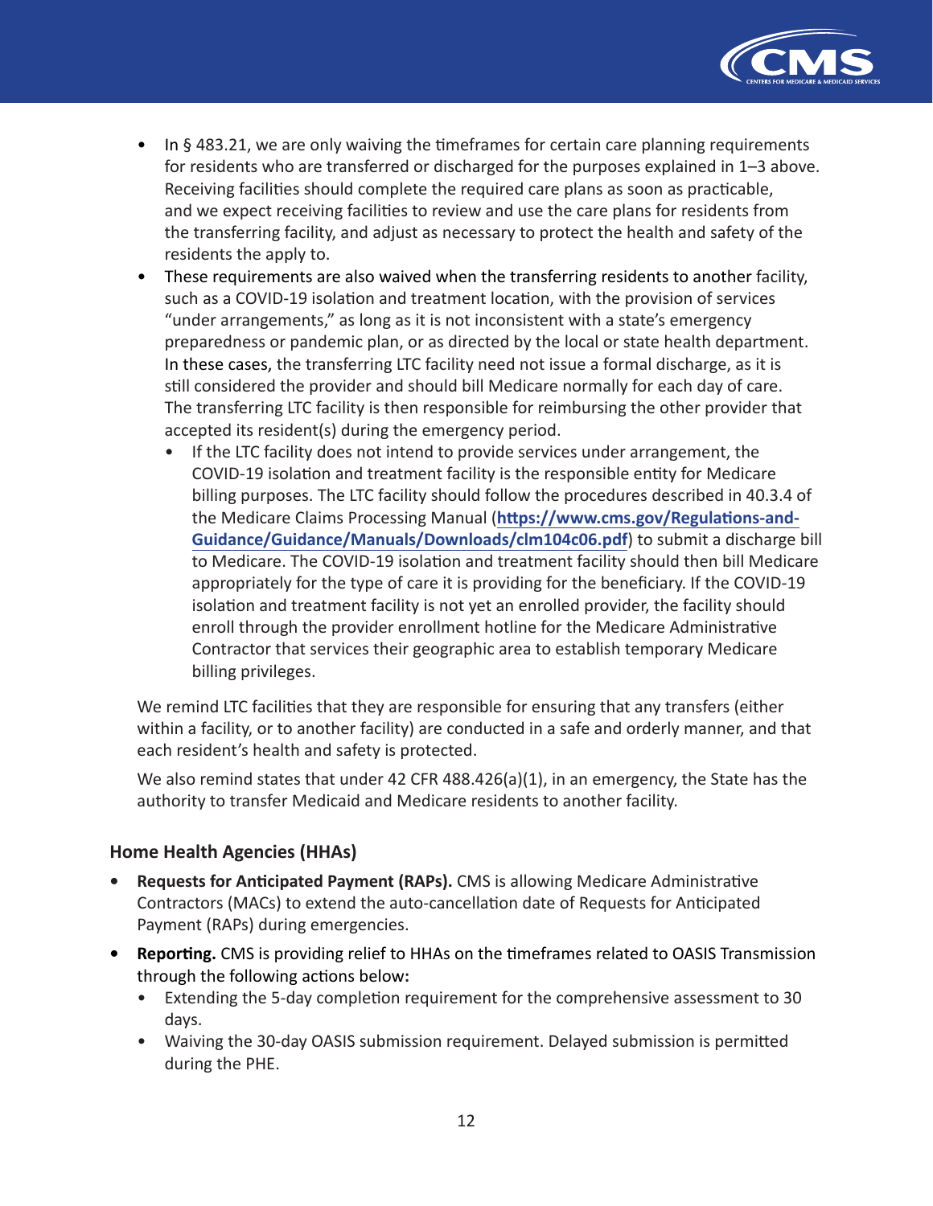- In § 483.21, we are only waiving the timeframes for certain care planning requirements for residents who are transferred or discharged for the purposes explained in 1–3 above. Receiving facilities should complete the required care plans as soon as practicable, and we expect receiving facilities to review and use the care plans for residents from the transferring facility, and adjust as necessary to protect the health and safety of the residents the apply to.
- These requirements are also waived when the transferring residents to another facility, such as a COVID-19 isolation and treatment location, with the provision of services "under arrangements," as long as it is not inconsistent with a state's emergency preparedness or pandemic plan, or as directed by the local or state health department. In these cases, the transferring LTC facility need not issue a formal discharge, as it is still considered the provider and should bill Medicare normally for each day of care. The transferring LTC facility is then responsible for reimbursing the other provider that accepted its resident(s) during the emergency period.
  - If the LTC facility does not intend to provide services under arrangement, the COVID-19 isolation and treatment facility is the responsible entity for Medicare billing purposes. The LTC facility should follow the procedures described in 40.3.4 of the Medicare Claims Processing Manual (**https://www.cms.gov/Regulations-and-Guidance/Guidance/Manuals/Downloads/clm104c06.pdf**) to submit a discharge bill to Medicare. The COVID-19 isolation and treatment facility should then bill Medicare appropriately for the type of care it is providing for the beneficiary. If the COVID-19 isolation and treatment facility is not yet an enrolled provider, the facility should enroll through the provider enrollment hotline for the Medicare Administrative Contractor that services their geographic area to establish temporary Medicare billing privileges.

We remind LTC facilities that they are responsible for ensuring that any transfers (either within a facility, or to another facility) are conducted in a safe and orderly manner, and that each resident's health and safety is protected.

We also remind states that under 42 CFR 488.426(a)(1), in an emergency, the State has the authority to transfer Medicaid and Medicare residents to another facility.

### Home Health Agencies (HHAs)

- **Requests for Anticipated Payment (RAPs).** CMS is allowing Medicare Administrative Contractors (MACs) to extend the auto-cancellation date of Requests for Anticipated Payment (RAPs) during emergencies.
- **Reporting.** CMS is providing relief to HHAs on the timeframes related to OASIS Transmission through the following actions below**:**
  - Extending the 5-day completion requirement for the comprehensive assessment to 30 days.
  - Waiving the 30-day OASIS submission requirement. Delayed submission is permitted during the PHE.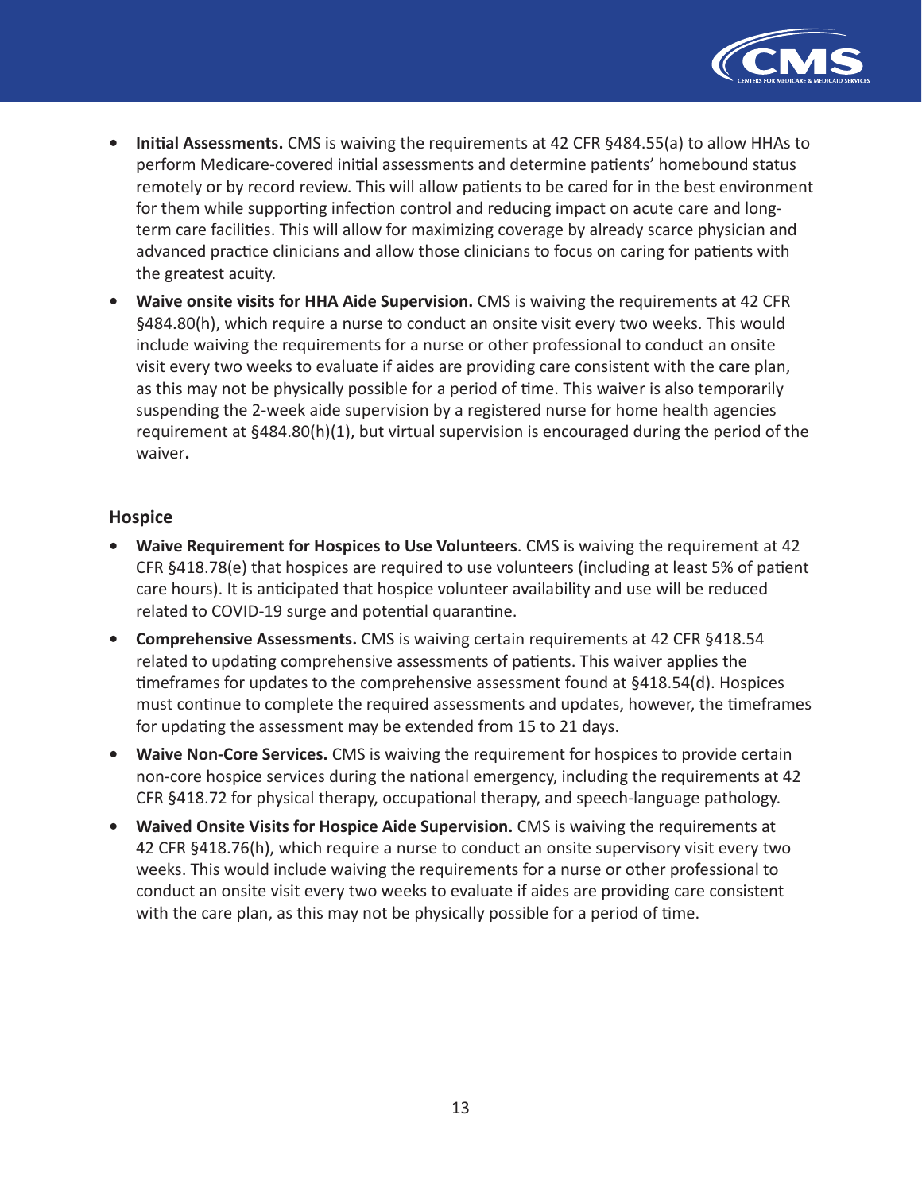- **Initial Assessments.** CMS is waiving the requirements at 42 CFR §484.55(a) to allow HHAs to perform Medicare-covered initial assessments and determine patients' homebound status remotely or by record review. This will allow patients to be cared for in the best environment for them while supporting infection control and reducing impact on acute care and long-term care facilities. This will allow for maximizing coverage by already scarce physician and advanced practice clinicians and allow those clinicians to focus on caring for patients with the greatest acuity.
- **Waive onsite visits for HHA Aide Supervision.** CMS is waiving the requirements at 42 CFR §484.80(h), which require a nurse to conduct an onsite visit every two weeks. This would include waiving the requirements for a nurse or other professional to conduct an onsite visit every two weeks to evaluate if aides are providing care consistent with the care plan, as this may not be physically possible for a period of time. This waiver is also temporarily suspending the 2-week aide supervision by a registered nurse for home health agencies requirement at §484.80(h)(1), but virtual supervision is encouraged during the period of the waiver**.**

### Hospice

- **Waive Requirement for Hospices to Use Volunteers**. CMS is waiving the requirement at 42 CFR §418.78(e) that hospices are required to use volunteers (including at least 5% of patient care hours). It is anticipated that hospice volunteer availability and use will be reduced related to COVID-19 surge and potential quarantine.
- **Comprehensive Assessments.** CMS is waiving certain requirements at 42 CFR §418.54 related to updating comprehensive assessments of patients. This waiver applies the timeframes for updates to the comprehensive assessment found at §418.54(d). Hospices must continue to complete the required assessments and updates, however, the timeframes for updating the assessment may be extended from 15 to 21 days.
- **Waive Non-Core Services.** CMS is waiving the requirement for hospices to provide certain non-core hospice services during the national emergency, including the requirements at 42 CFR §418.72 for physical therapy, occupational therapy, and speech-language pathology.
- **Waived Onsite Visits for Hospice Aide Supervision.** CMS is waiving the requirements at 42 CFR §418.76(h), which require a nurse to conduct an onsite supervisory visit every two weeks. This would include waiving the requirements for a nurse or other professional to conduct an onsite visit every two weeks to evaluate if aides are providing care consistent with the care plan, as this may not be physically possible for a period of time.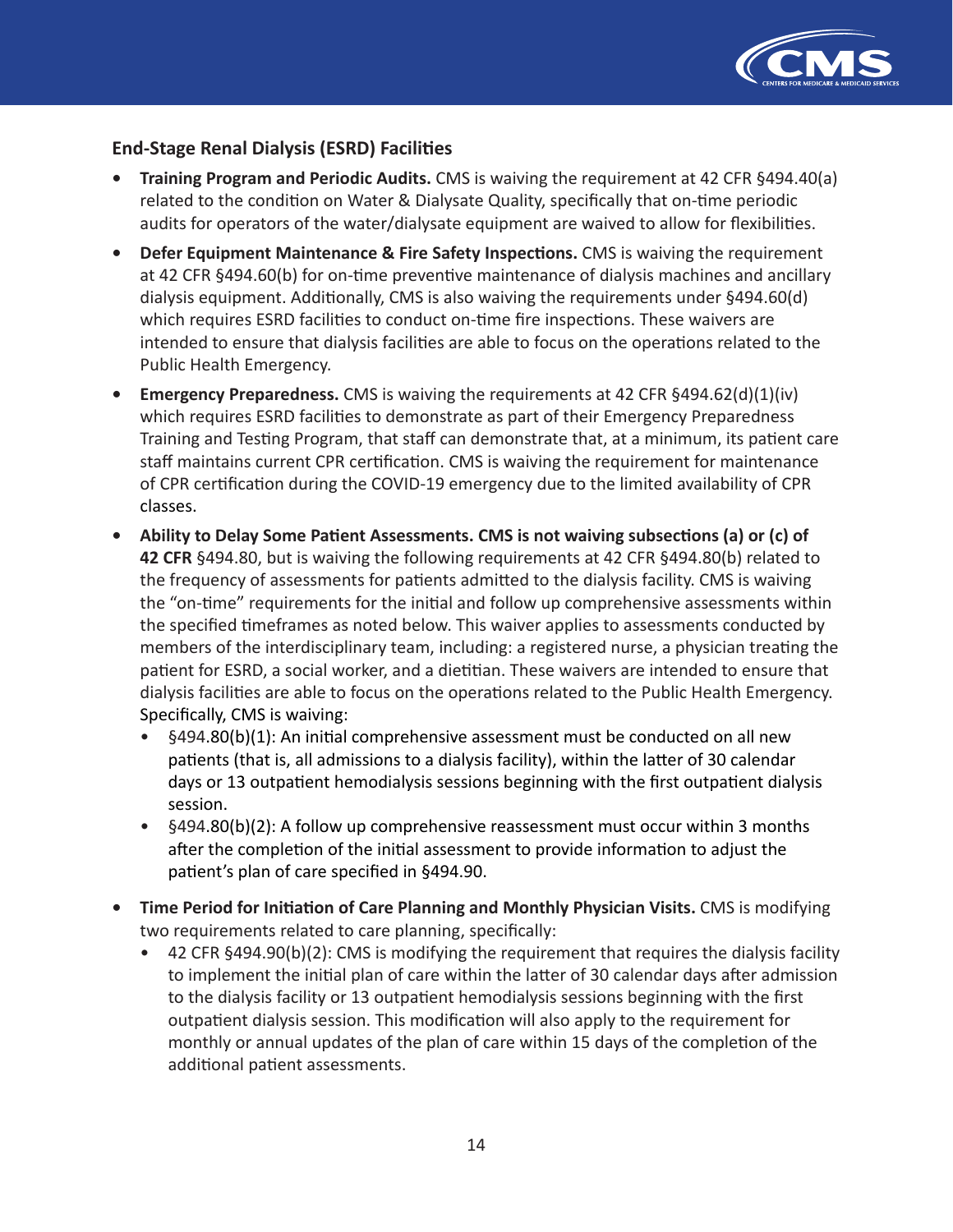### End-Stage Renal Dialysis (ESRD) Facilities

- **Training Program and Periodic Audits.** CMS is waiving the requirement at 42 CFR §494.40(a) related to the condition on Water & Dialysate Quality, specifically that on-time periodic audits for operators of the water/dialysate equipment are waived to allow for flexibilities.
- **Defer Equipment Maintenance & Fire Safety Inspections.** CMS is waiving the requirement at 42 CFR §494.60(b) for on-time preventive maintenance of dialysis machines and ancillary dialysis equipment. Additionally, CMS is also waiving the requirements under §494.60(d) which requires ESRD facilities to conduct on-time fire inspections. These waivers are intended to ensure that dialysis facilities are able to focus on the operations related to the Public Health Emergency.
- **Emergency Preparedness.** CMS is waiving the requirements at 42 CFR §494.62(d)(1)(iv) which requires ESRD facilities to demonstrate as part of their Emergency Preparedness Training and Testing Program, that staff can demonstrate that, at a minimum, its patient care staff maintains current CPR certification. CMS is waiving the requirement for maintenance of CPR certification during the COVID-19 emergency due to the limited availability of CPR classes.
- **Ability to Delay Some Patient Assessments. CMS is not waiving subsections (a) or (c) of 42 CFR** §494.80, but is waiving the following requirements at 42 CFR §494.80(b) related to the frequency of assessments for patients admitted to the dialysis facility. CMS is waiving the "on-time" requirements for the initial and follow up comprehensive assessments within the specified timeframes as noted below. This waiver applies to assessments conducted by members of the interdisciplinary team, including: a registered nurse, a physician treating the patient for ESRD, a social worker, and a dietitian. These waivers are intended to ensure that dialysis facilities are able to focus on the operations related to the Public Health Emergency. Specifically, CMS is waiving:
  - §494.80(b)(1): An initial comprehensive assessment must be conducted on all new patients (that is, all admissions to a dialysis facility), within the latter of 30 calendar days or 13 outpatient hemodialysis sessions beginning with the first outpatient dialysis session.
  - §494.80(b)(2): A follow up comprehensive reassessment must occur within 3 months after the completion of the initial assessment to provide information to adjust the patient's plan of care specified in §494.90.
- **Time Period for Initiation of Care Planning and Monthly Physician Visits.** CMS is modifying two requirements related to care planning, specifically:
  - 42 CFR §494.90(b)(2): CMS is modifying the requirement that requires the dialysis facility to implement the initial plan of care within the latter of 30 calendar days after admission to the dialysis facility or 13 outpatient hemodialysis sessions beginning with the first outpatient dialysis session. This modification will also apply to the requirement for monthly or annual updates of the plan of care within 15 days of the completion of the additional patient assessments.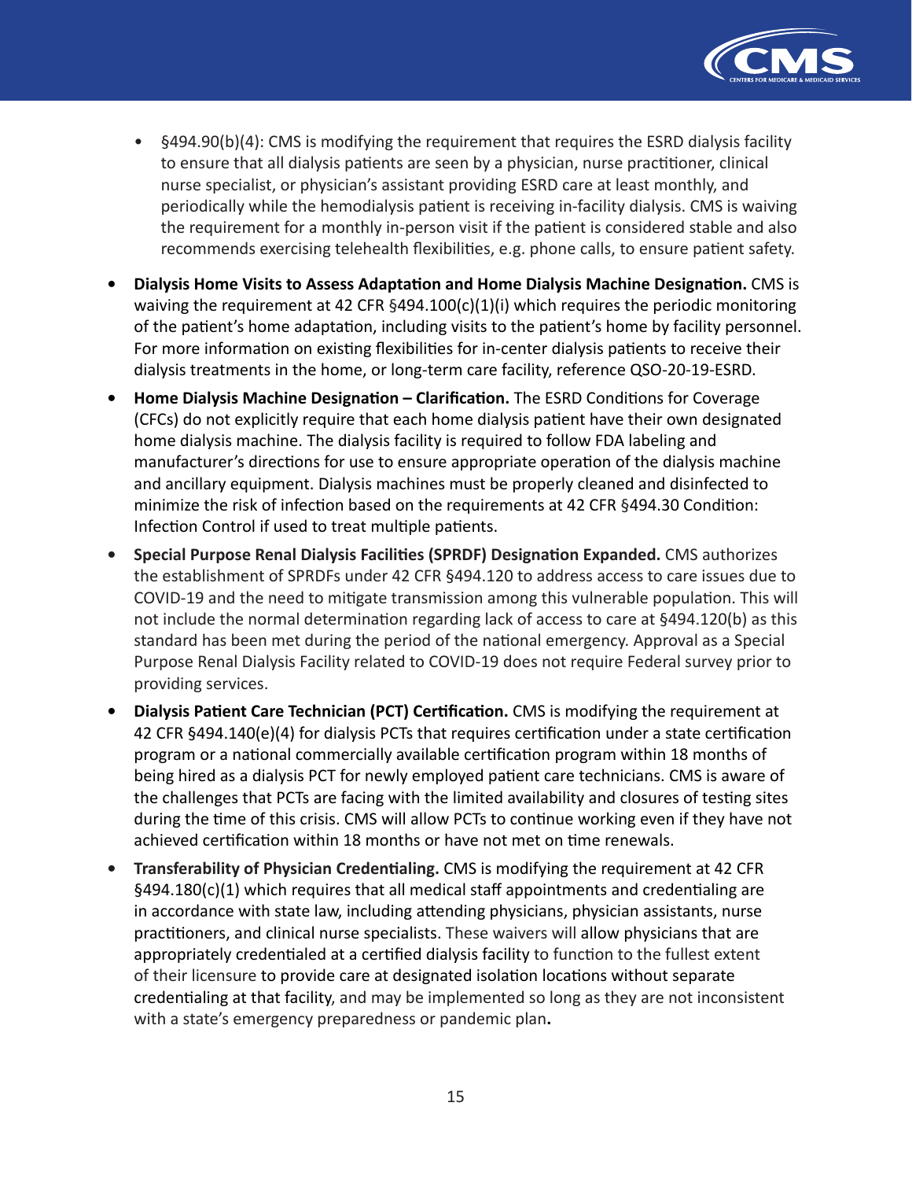- §494.90(b)(4): CMS is modifying the requirement that requires the ESRD dialysis facility to ensure that all dialysis patients are seen by a physician, nurse practitioner, clinical nurse specialist, or physician's assistant providing ESRD care at least monthly, and periodically while the hemodialysis patient is receiving in-facility dialysis. CMS is waiving the requirement for a monthly in-person visit if the patient is considered stable and also recommends exercising telehealth flexibilities, e.g. phone calls, to ensure patient safety.

- **Dialysis Home Visits to Assess Adaptation and Home Dialysis Machine Designation.** CMS is waiving the requirement at 42 CFR §494.100(c)(1)(i) which requires the periodic monitoring of the patient's home adaptation, including visits to the patient's home by facility personnel. For more information on existing flexibilities for in-center dialysis patients to receive their dialysis treatments in the home, or long-term care facility, reference QSO-20-19-ESRD.
- **Home Dialysis Machine Designation – Clarification.** The ESRD Conditions for Coverage (CFCs) do not explicitly require that each home dialysis patient have their own designated home dialysis machine. The dialysis facility is required to follow FDA labeling and manufacturer's directions for use to ensure appropriate operation of the dialysis machine and ancillary equipment. Dialysis machines must be properly cleaned and disinfected to minimize the risk of infection based on the requirements at 42 CFR §494.30 Condition: Infection Control if used to treat multiple patients.
- **Special Purpose Renal Dialysis Facilities (SPRDF) Designation Expanded.** CMS authorizes the establishment of SPRDFs under 42 CFR §494.120 to address access to care issues due to COVID-19 and the need to mitigate transmission among this vulnerable population. This will not include the normal determination regarding lack of access to care at §494.120(b) as this standard has been met during the period of the national emergency. Approval as a Special Purpose Renal Dialysis Facility related to COVID-19 does not require Federal survey prior to providing services.
- **Dialysis Patient Care Technician (PCT) Certification.** CMS is modifying the requirement at 42 CFR §494.140(e)(4) for dialysis PCTs that requires certification under a state certification program or a national commercially available certification program within 18 months of being hired as a dialysis PCT for newly employed patient care technicians. CMS is aware of the challenges that PCTs are facing with the limited availability and closures of testing sites during the time of this crisis. CMS will allow PCTs to continue working even if they have not achieved certification within 18 months or have not met on time renewals.
- **Transferability of Physician Credentialing.** CMS is modifying the requirement at 42 CFR §494.180(c)(1) which requires that all medical staff appointments and credentialing are in accordance with state law, including attending physicians, physician assistants, nurse practitioners, and clinical nurse specialists. These waivers will allow physicians that are appropriately credentialed at a certified dialysis facility to function to the fullest extent of their licensure to provide care at designated isolation locations without separate credentialing at that facility, and may be implemented so long as they are not inconsistent with a state's emergency preparedness or pandemic plan**.**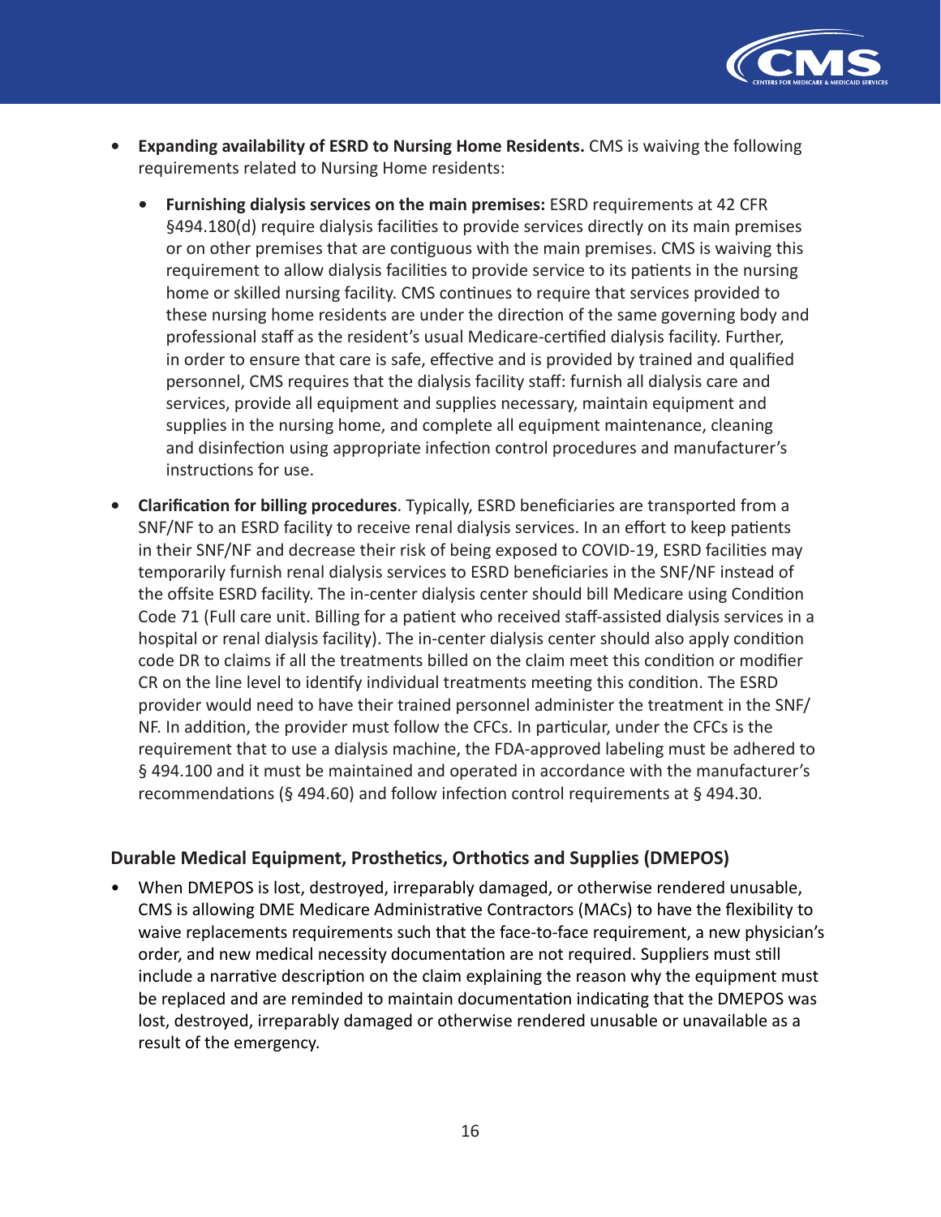- **Expanding availability of ESRD to Nursing Home Residents.** CMS is waiving the following requirements related to Nursing Home residents:
  - **Furnishing dialysis services on the main premises:** ESRD requirements at 42 CFR §494.180(d) require dialysis facilities to provide services directly on its main premises or on other premises that are contiguous with the main premises. CMS is waiving this requirement to allow dialysis facilities to provide service to its patients in the nursing home or skilled nursing facility. CMS continues to require that services provided to these nursing home residents are under the direction of the same governing body and professional staff as the resident's usual Medicare-certified dialysis facility. Further, in order to ensure that care is safe, effective and is provided by trained and qualified personnel, CMS requires that the dialysis facility staff: furnish all dialysis care and services, provide all equipment and supplies necessary, maintain equipment and supplies in the nursing home, and complete all equipment maintenance, cleaning and disinfection using appropriate infection control procedures and manufacturer's instructions for use.
- **Clarification for billing procedures**. Typically, ESRD beneficiaries are transported from a SNF/NF to an ESRD facility to receive renal dialysis services. In an effort to keep patients in their SNF/NF and decrease their risk of being exposed to COVID-19, ESRD facilities may temporarily furnish renal dialysis services to ESRD beneficiaries in the SNF/NF instead of the offsite ESRD facility. The in-center dialysis center should bill Medicare using Condition Code 71 (Full care unit. Billing for a patient who received staff-assisted dialysis services in a hospital or renal dialysis facility). The in-center dialysis center should also apply condition code DR to claims if all the treatments billed on the claim meet this condition or modifier CR on the line level to identify individual treatments meeting this condition. The ESRD provider would need to have their trained personnel administer the treatment in the SNF/NF. In addition, the provider must follow the CFCs. In particular, under the CFCs is the requirement that to use a dialysis machine, the FDA-approved labeling must be adhered to § 494.100 and it must be maintained and operated in accordance with the manufacturer's recommendations (§ 494.60) and follow infection control requirements at § 494.30.

### Durable Medical Equipment, Prosthetics, Orthotics and Supplies (DMEPOS)

- When DMEPOS is lost, destroyed, irreparably damaged, or otherwise rendered unusable, CMS is allowing DME Medicare Administrative Contractors (MACs) to have the flexibility to waive replacements requirements such that the face-to-face requirement, a new physician's order, and new medical necessity documentation are not required. Suppliers must still include a narrative description on the claim explaining the reason why the equipment must be replaced and are reminded to maintain documentation indicating that the DMEPOS was lost, destroyed, irreparably damaged or otherwise rendered unusable or unavailable as a result of the emergency.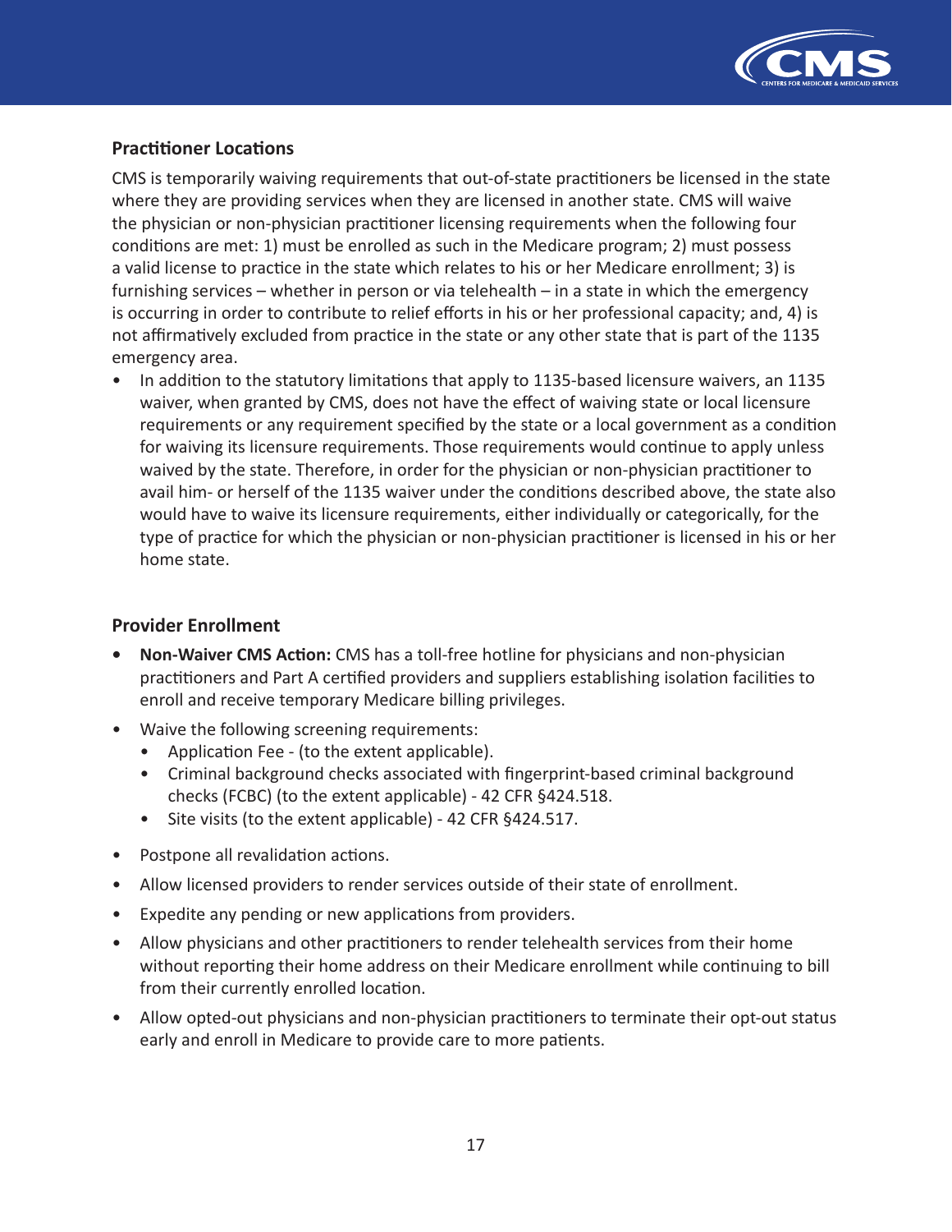### Practitioner Locations

CMS is temporarily waiving requirements that out-of-state practitioners be licensed in the state where they are providing services when they are licensed in another state. CMS will waive the physician or non-physician practitioner licensing requirements when the following four conditions are met: 1) must be enrolled as such in the Medicare program; 2) must possess a valid license to practice in the state which relates to his or her Medicare enrollment; 3) is furnishing services – whether in person or via telehealth – in a state in which the emergency is occurring in order to contribute to relief efforts in his or her professional capacity; and, 4) is not affirmatively excluded from practice in the state or any other state that is part of the 1135 emergency area.

- In addition to the statutory limitations that apply to 1135-based licensure waivers, an 1135 waiver, when granted by CMS, does not have the effect of waiving state or local licensure requirements or any requirement specified by the state or a local government as a condition for waiving its licensure requirements. Those requirements would continue to apply unless waived by the state. Therefore, in order for the physician or non-physician practitioner to avail him- or herself of the 1135 waiver under the conditions described above, the state also would have to waive its licensure requirements, either individually or categorically, for the type of practice for which the physician or non-physician practitioner is licensed in his or her home state.

### Provider Enrollment

- **Non-Waiver CMS Action:** CMS has a toll-free hotline for physicians and non-physician practitioners and Part A certified providers and suppliers establishing isolation facilities to enroll and receive temporary Medicare billing privileges.
- Waive the following screening requirements:
  - Application Fee - (to the extent applicable).
  - Criminal background checks associated with fingerprint-based criminal background checks (FCBC) (to the extent applicable) - 42 CFR §424.518.
  - Site visits (to the extent applicable) - 42 CFR §424.517.
- Postpone all revalidation actions.
- Allow licensed providers to render services outside of their state of enrollment.
- Expedite any pending or new applications from providers.
- Allow physicians and other practitioners to render telehealth services from their home without reporting their home address on their Medicare enrollment while continuing to bill from their currently enrolled location.
- Allow opted-out physicians and non-physician practitioners to terminate their opt-out status early and enroll in Medicare to provide care to more patients.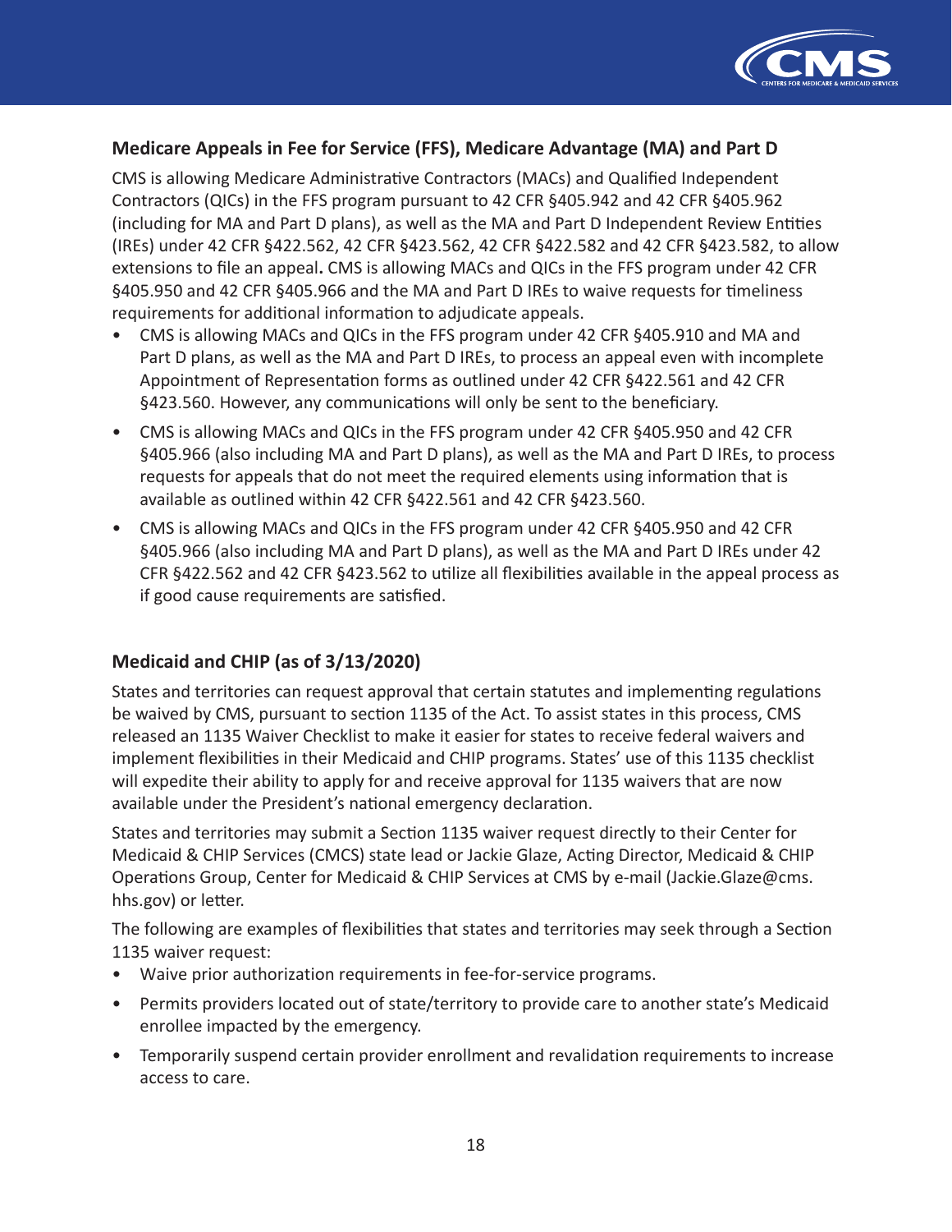### Medicare Appeals in Fee for Service (FFS), Medicare Advantage (MA) and Part D

CMS is allowing Medicare Administrative Contractors (MACs) and Qualified Independent Contractors (QICs) in the FFS program pursuant to 42 CFR §405.942 and 42 CFR §405.962 (including for MA and Part D plans), as well as the MA and Part D Independent Review Entities (IREs) under 42 CFR §422.562, 42 CFR §423.562, 42 CFR §422.582 and 42 CFR §423.582, to allow extensions to file an appeal**.** CMS is allowing MACs and QICs in the FFS program under 42 CFR §405.950 and 42 CFR §405.966 and the MA and Part D IREs to waive requests for timeliness requirements for additional information to adjudicate appeals.

- CMS is allowing MACs and QICs in the FFS program under 42 CFR §405.910 and MA and Part D plans, as well as the MA and Part D IREs, to process an appeal even with incomplete Appointment of Representation forms as outlined under 42 CFR §422.561 and 42 CFR §423.560. However, any communications will only be sent to the beneficiary.
- CMS is allowing MACs and QICs in the FFS program under 42 CFR §405.950 and 42 CFR §405.966 (also including MA and Part D plans), as well as the MA and Part D IREs, to process requests for appeals that do not meet the required elements using information that is available as outlined within 42 CFR §422.561 and 42 CFR §423.560.
- CMS is allowing MACs and QICs in the FFS program under 42 CFR §405.950 and 42 CFR §405.966 (also including MA and Part D plans), as well as the MA and Part D IREs under 42 CFR §422.562 and 42 CFR §423.562 to utilize all flexibilities available in the appeal process as if good cause requirements are satisfied.

### Medicaid and CHIP (as of 3/13/2020)

States and territories can request approval that certain statutes and implementing regulations be waived by CMS, pursuant to section 1135 of the Act. To assist states in this process, CMS released an 1135 Waiver Checklist to make it easier for states to receive federal waivers and implement flexibilities in their Medicaid and CHIP programs. States' use of this 1135 checklist will expedite their ability to apply for and receive approval for 1135 waivers that are now available under the President's national emergency declaration.

States and territories may submit a Section 1135 waiver request directly to their Center for Medicaid & CHIP Services (CMCS) state lead or Jackie Glaze, Acting Director, Medicaid & CHIP Operations Group, Center for Medicaid & CHIP Services at CMS by e-mail (Jackie.Glaze@cms.hhs.gov) or letter.

The following are examples of flexibilities that states and territories may seek through a Section 1135 waiver request:

- Waive prior authorization requirements in fee-for-service programs.
- Permits providers located out of state/territory to provide care to another state's Medicaid enrollee impacted by the emergency.
- Temporarily suspend certain provider enrollment and revalidation requirements to increase access to care.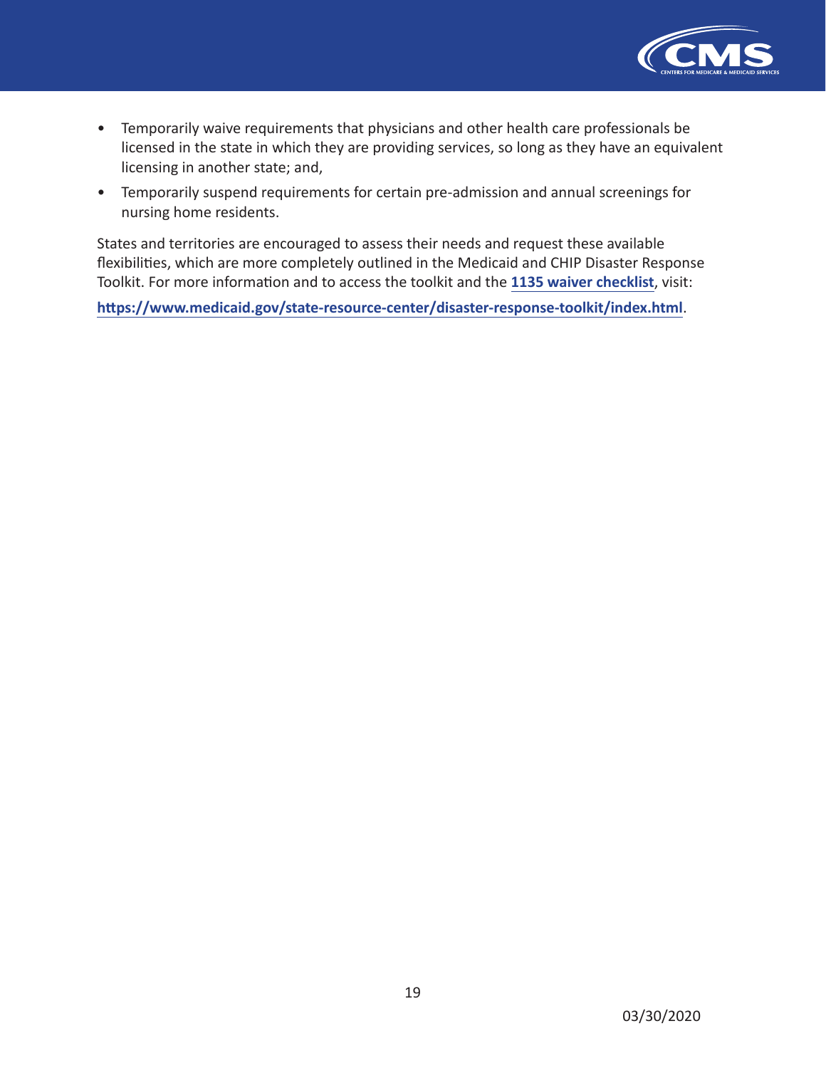- Temporarily waive requirements that physicians and other health care professionals be licensed in the state in which they are providing services, so long as they have an equivalent licensing in another state; and,
- Temporarily suspend requirements for certain pre-admission and annual screenings for nursing home residents.

States and territories are encouraged to assess their needs and request these available flexibilities, which are more completely outlined in the Medicaid and CHIP Disaster Response Toolkit. For more information and to access the toolkit and the **1135 waiver checklist**, visit:

**https://www.medicaid.gov/state-resource-center/disaster-response-toolkit/index.html**.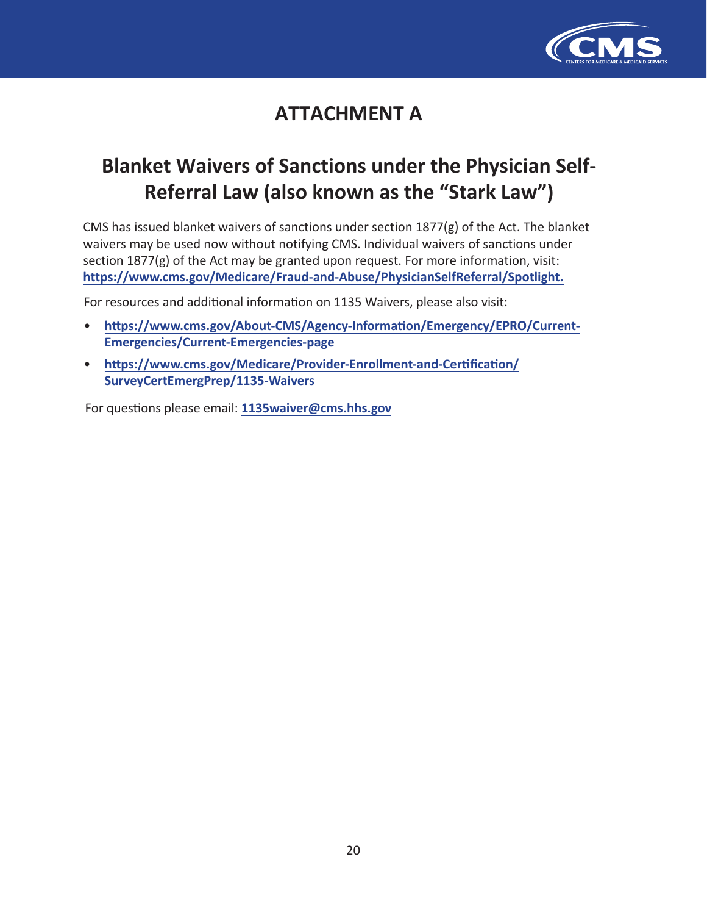# ATTACHMENT A

## Blanket Waivers of Sanctions under the Physician Self-Referral Law (also known as the "Stark Law")

CMS has issued blanket waivers of sanctions under section 1877(g) of the Act. The blanket waivers may be used now without notifying CMS. Individual waivers of sanctions under section 1877(g) of the Act may be granted upon request. For more information, visit: **https://www.cms.gov/Medicare/Fraud-and-Abuse/PhysicianSelfReferral/Spotlight.**

For resources and additional information on 1135 Waivers, please also visit:

- **https://www.cms.gov/About-CMS/Agency-Information/Emergency/EPRO/Current-Emergencies/Current-Emergencies-page**
- **https://www.cms.gov/Medicare/Provider-Enrollment-and-Certification/SurveyCertEmergPrep/1135-Waivers**

For questions please email: **1135waiver@cms.hhs.gov**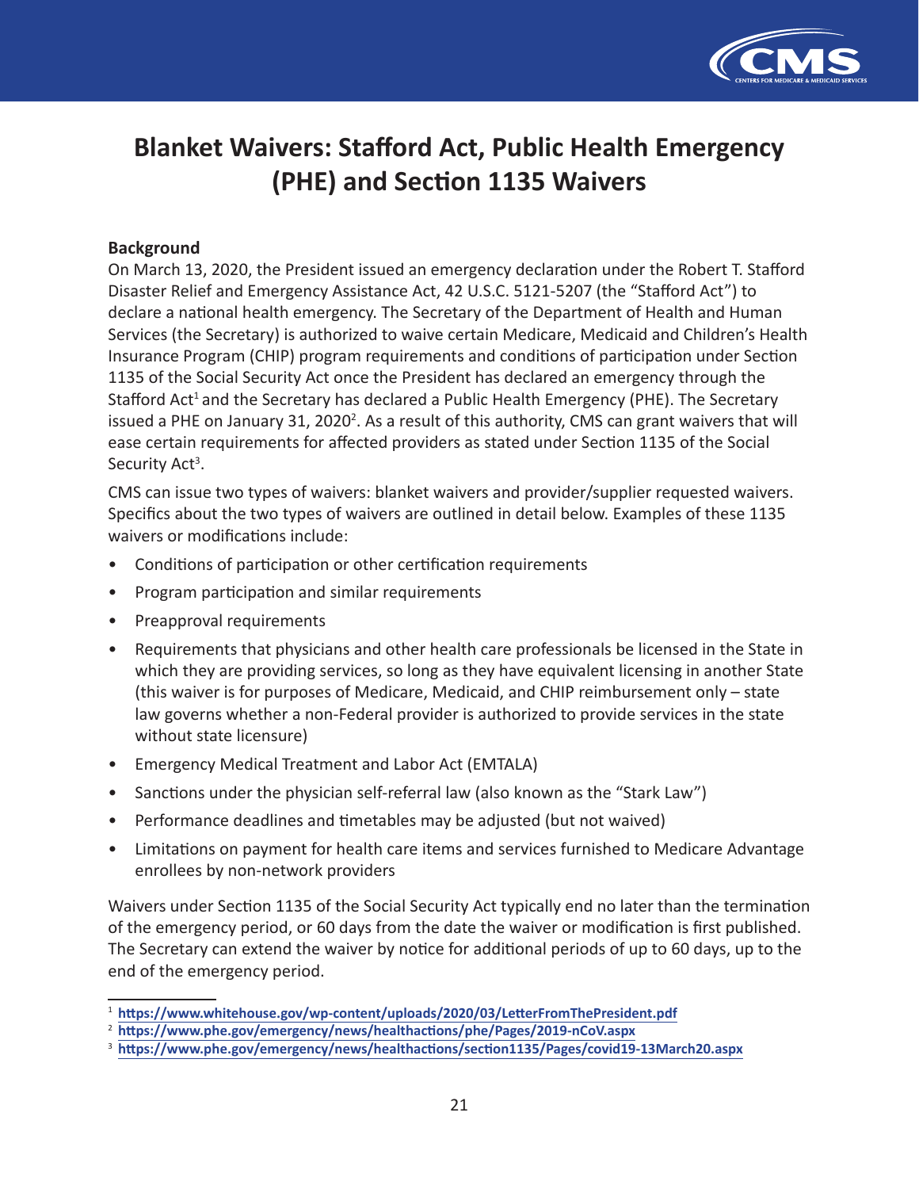# Blanket Waivers: Stafford Act, Public Health Emergency (PHE) and Section 1135 Waivers

**Background**

On March 13, 2020, the President issued an emergency declaration under the Robert T. Stafford Disaster Relief and Emergency Assistance Act, 42 U.S.C. 5121-5207 (the "Stafford Act") to declare a national health emergency. The Secretary of the Department of Health and Human Services (the Secretary) is authorized to waive certain Medicare, Medicaid and Children's Health Insurance Program (CHIP) program requirements and conditions of participation under Section 1135 of the Social Security Act once the President has declared an emergency through the Stafford Act[1] and the Secretary has declared a Public Health Emergency (PHE). The Secretary issued a PHE on January 31, 2020[2]. As a result of this authority, CMS can grant waivers that will ease certain requirements for affected providers as stated under Section 1135 of the Social Security Act[3].

CMS can issue two types of waivers: blanket waivers and provider/supplier requested waivers. Specifics about the two types of waivers are outlined in detail below. Examples of these 1135 waivers or modifications include:

- Conditions of participation or other certification requirements
- Program participation and similar requirements
- Preapproval requirements
- Requirements that physicians and other health care professionals be licensed in the State in which they are providing services, so long as they have equivalent licensing in another State (this waiver is for purposes of Medicare, Medicaid, and CHIP reimbursement only – state law governs whether a non-Federal provider is authorized to provide services in the state without state licensure)
- Emergency Medical Treatment and Labor Act (EMTALA)
- Sanctions under the physician self-referral law (also known as the "Stark Law")
- Performance deadlines and timetables may be adjusted (but not waived)
- Limitations on payment for health care items and services furnished to Medicare Advantage enrollees by non-network providers

Waivers under Section 1135 of the Social Security Act typically end no later than the termination of the emergency period, or 60 days from the date the waiver or modification is first published. The Secretary can extend the waiver by notice for additional periods of up to 60 days, up to the end of the emergency period.

---

[1] https://www.whitehouse.gov/wp-content/uploads/2020/03/LetterFromThePresident.pdf

[2] https://www.phe.gov/emergency/news/healthactions/phe/Pages/2019-nCoV.aspx

[3] https://www.phe.gov/emergency/news/healthactions/section1135/Pages/covid19-13March20.aspx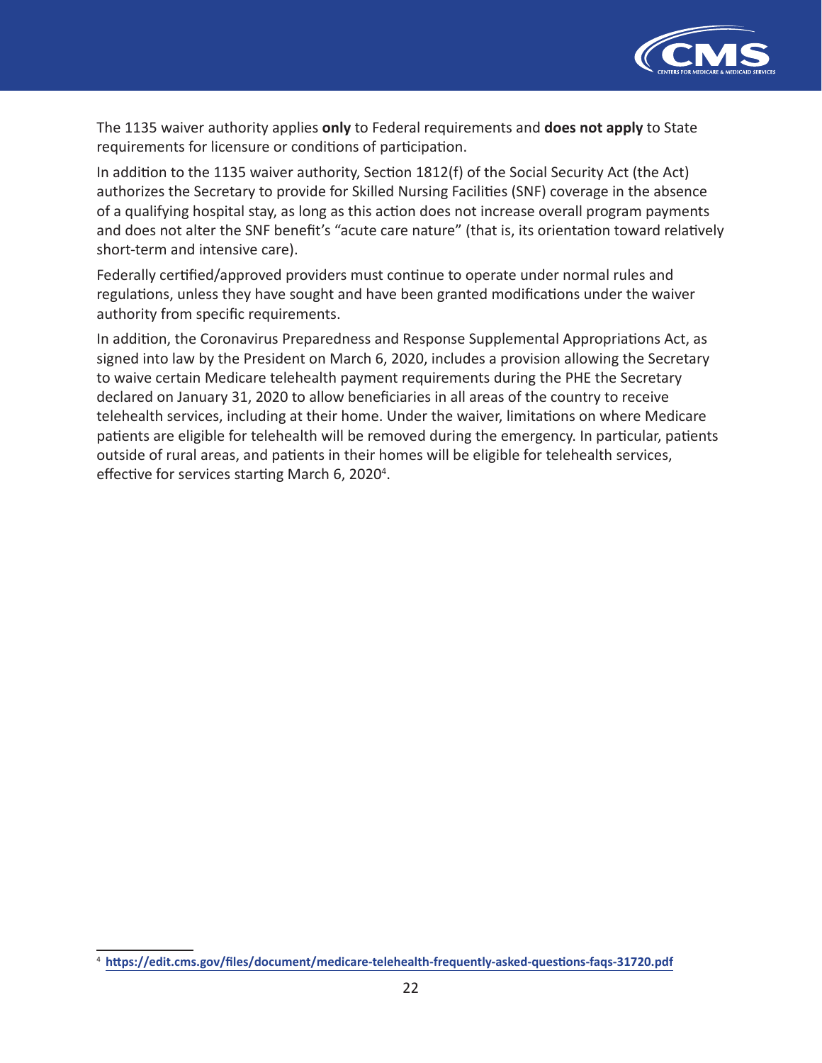The 1135 waiver authority applies **only** to Federal requirements and **does not apply** to State requirements for licensure or conditions of participation.

In addition to the 1135 waiver authority, Section 1812(f) of the Social Security Act (the Act) authorizes the Secretary to provide for Skilled Nursing Facilities (SNF) coverage in the absence of a qualifying hospital stay, as long as this action does not increase overall program payments and does not alter the SNF benefit's "acute care nature" (that is, its orientation toward relatively short-term and intensive care).

Federally certified/approved providers must continue to operate under normal rules and regulations, unless they have sought and have been granted modifications under the waiver authority from specific requirements.

In addition, the Coronavirus Preparedness and Response Supplemental Appropriations Act, as signed into law by the President on March 6, 2020, includes a provision allowing the Secretary to waive certain Medicare telehealth payment requirements during the PHE the Secretary declared on January 31, 2020 to allow beneficiaries in all areas of the country to receive telehealth services, including at their home. Under the waiver, limitations on where Medicare patients are eligible for telehealth will be removed during the emergency. In particular, patients outside of rural areas, and patients in their homes will be eligible for telehealth services, effective for services starting March 6, 2020[4].

[4] **https://edit.cms.gov/files/document/medicare-telehealth-frequently-asked-questions-faqs-31720.pdf**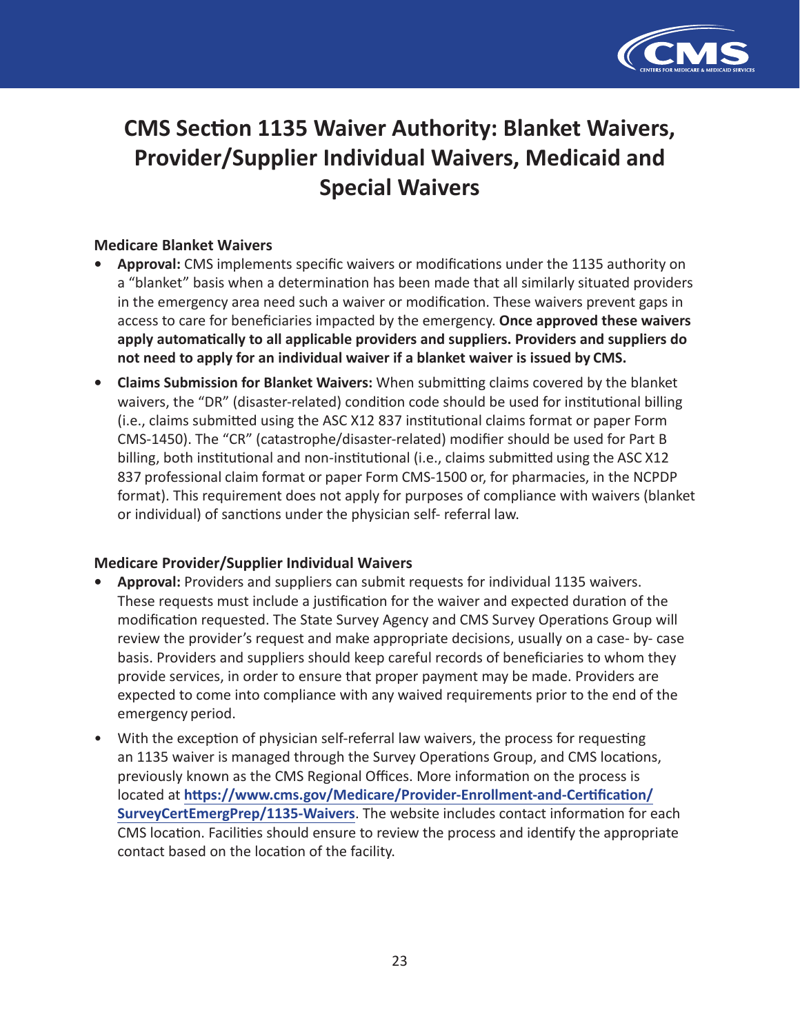# CMS Section 1135 Waiver Authority: Blanket Waivers, Provider/Supplier Individual Waivers, Medicaid and Special Waivers

### Medicare Blanket Waivers

- **Approval:** CMS implements specific waivers or modifications under the 1135 authority on a "blanket" basis when a determination has been made that all similarly situated providers in the emergency area need such a waiver or modification. These waivers prevent gaps in access to care for beneficiaries impacted by the emergency. **Once approved these waivers apply automatically to all applicable providers and suppliers. Providers and suppliers do not need to apply for an individual waiver if a blanket waiver is issued by CMS.**
- **Claims Submission for Blanket Waivers:** When submitting claims covered by the blanket waivers, the "DR" (disaster-related) condition code should be used for institutional billing (i.e., claims submitted using the ASC X12 837 institutional claims format or paper Form CMS-1450). The "CR" (catastrophe/disaster-related) modifier should be used for Part B billing, both institutional and non-institutional (i.e., claims submitted using the ASC X12 837 professional claim format or paper Form CMS-1500 or, for pharmacies, in the NCPDP format). This requirement does not apply for purposes of compliance with waivers (blanket or individual) of sanctions under the physician self- referral law.

### Medicare Provider/Supplier Individual Waivers

- **Approval:** Providers and suppliers can submit requests for individual 1135 waivers. These requests must include a justification for the waiver and expected duration of the modification requested. The State Survey Agency and CMS Survey Operations Group will review the provider's request and make appropriate decisions, usually on a case- by- case basis. Providers and suppliers should keep careful records of beneficiaries to whom they provide services, in order to ensure that proper payment may be made. Providers are expected to come into compliance with any waived requirements prior to the end of the emergency period.
- With the exception of physician self-referral law waivers, the process for requesting an 1135 waiver is managed through the Survey Operations Group, and CMS locations, previously known as the CMS Regional Offices. More information on the process is located at **https://www.cms.gov/Medicare/Provider-Enrollment-and-Certification/SurveyCertEmergPrep/1135-Waivers**. The website includes contact information for each CMS location. Facilities should ensure to review the process and identify the appropriate contact based on the location of the facility.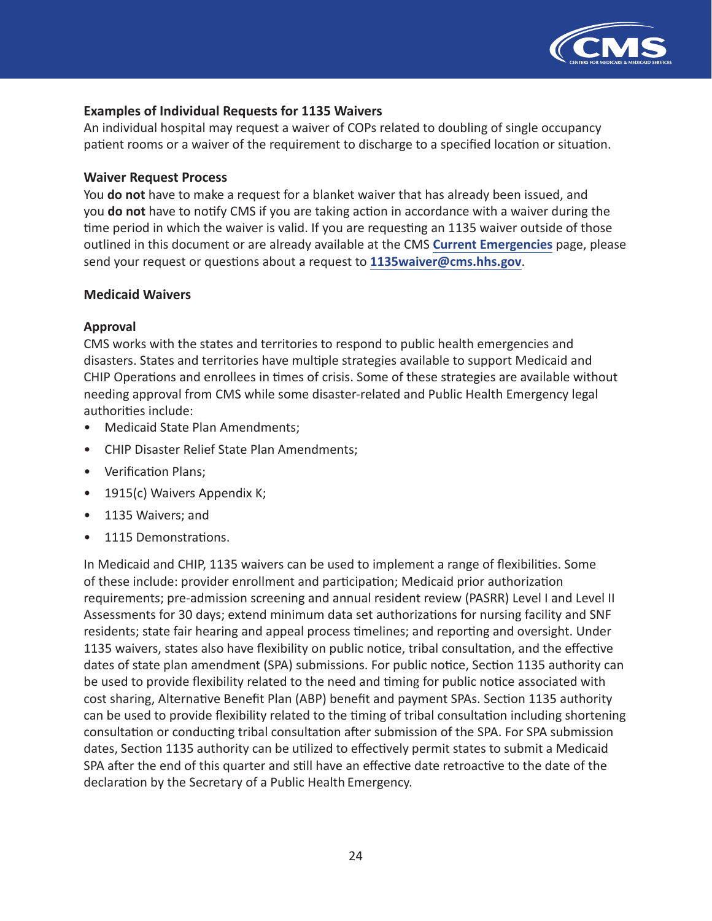### Examples of Individual Requests for 1135 Waivers

An individual hospital may request a waiver of COPs related to doubling of single occupancy patient rooms or a waiver of the requirement to discharge to a specified location or situation.

### Waiver Request Process

You **do not** have to make a request for a blanket waiver that has already been issued, and you **do not** have to notify CMS if you are taking action in accordance with a waiver during the time period in which the waiver is valid. If you are requesting an 1135 waiver outside of those outlined in this document or are already available at the CMS **Current Emergencies** page, please send your request or questions about a request to **1135waiver@cms.hhs.gov**.

### Medicaid Waivers

### Approval

CMS works with the states and territories to respond to public health emergencies and disasters. States and territories have multiple strategies available to support Medicaid and CHIP Operations and enrollees in times of crisis. Some of these strategies are available without needing approval from CMS while some disaster-related and Public Health Emergency legal authorities include:

- Medicaid State Plan Amendments;
- CHIP Disaster Relief State Plan Amendments;
- Verification Plans;
- 1915(c) Waivers Appendix K;
- 1135 Waivers; and
- 1115 Demonstrations.

In Medicaid and CHIP, 1135 waivers can be used to implement a range of flexibilities. Some of these include: provider enrollment and participation; Medicaid prior authorization requirements; pre-admission screening and annual resident review (PASRR) Level I and Level II Assessments for 30 days; extend minimum data set authorizations for nursing facility and SNF residents; state fair hearing and appeal process timelines; and reporting and oversight. Under 1135 waivers, states also have flexibility on public notice, tribal consultation, and the effective dates of state plan amendment (SPA) submissions. For public notice, Section 1135 authority can be used to provide flexibility related to the need and timing for public notice associated with cost sharing, Alternative Benefit Plan (ABP) benefit and payment SPAs. Section 1135 authority can be used to provide flexibility related to the timing of tribal consultation including shortening consultation or conducting tribal consultation after submission of the SPA. For SPA submission dates, Section 1135 authority can be utilized to effectively permit states to submit a Medicaid SPA after the end of this quarter and still have an effective date retroactive to the date of the declaration by the Secretary of a Public Health Emergency.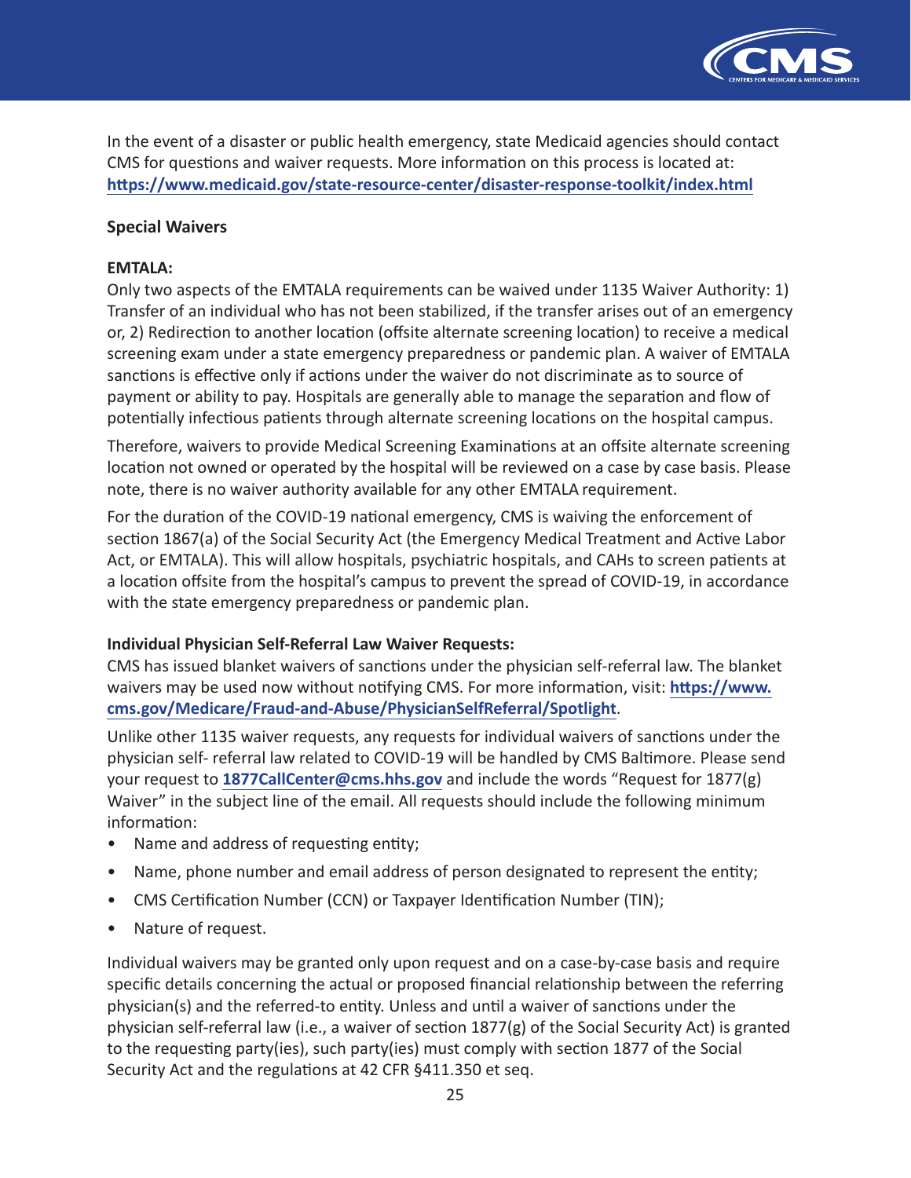In the event of a disaster or public health emergency, state Medicaid agencies should contact CMS for questions and waiver requests. More information on this process is located at: **https://www.medicaid.gov/state-resource-center/disaster-response-toolkit/index.html**

## Special Waivers

### EMTALA:

Only two aspects of the EMTALA requirements can be waived under 1135 Waiver Authority: 1) Transfer of an individual who has not been stabilized, if the transfer arises out of an emergency or, 2) Redirection to another location (offsite alternate screening location) to receive a medical screening exam under a state emergency preparedness or pandemic plan. A waiver of EMTALA sanctions is effective only if actions under the waiver do not discriminate as to source of payment or ability to pay. Hospitals are generally able to manage the separation and flow of potentially infectious patients through alternate screening locations on the hospital campus.

Therefore, waivers to provide Medical Screening Examinations at an offsite alternate screening location not owned or operated by the hospital will be reviewed on a case by case basis. Please note, there is no waiver authority available for any other EMTALA requirement.

For the duration of the COVID-19 national emergency, CMS is waiving the enforcement of section 1867(a) of the Social Security Act (the Emergency Medical Treatment and Active Labor Act, or EMTALA). This will allow hospitals, psychiatric hospitals, and CAHs to screen patients at a location offsite from the hospital's campus to prevent the spread of COVID-19, in accordance with the state emergency preparedness or pandemic plan.

### Individual Physician Self-Referral Law Waiver Requests:

CMS has issued blanket waivers of sanctions under the physician self-referral law. The blanket waivers may be used now without notifying CMS. For more information, visit: **https://www.cms.gov/Medicare/Fraud-and-Abuse/PhysicianSelfReferral/Spotlight**.

Unlike other 1135 waiver requests, any requests for individual waivers of sanctions under the physician self- referral law related to COVID-19 will be handled by CMS Baltimore. Please send your request to **1877CallCenter@cms.hhs.gov** and include the words "Request for 1877(g) Waiver" in the subject line of the email. All requests should include the following minimum information:

- Name and address of requesting entity;
- Name, phone number and email address of person designated to represent the entity;
- CMS Certification Number (CCN) or Taxpayer Identification Number (TIN);
- Nature of request.

Individual waivers may be granted only upon request and on a case-by-case basis and require specific details concerning the actual or proposed financial relationship between the referring physician(s) and the referred-to entity. Unless and until a waiver of sanctions under the physician self-referral law (i.e., a waiver of section 1877(g) of the Social Security Act) is granted to the requesting party(ies), such party(ies) must comply with section 1877 of the Social Security Act and the regulations at 42 CFR §411.350 et seq.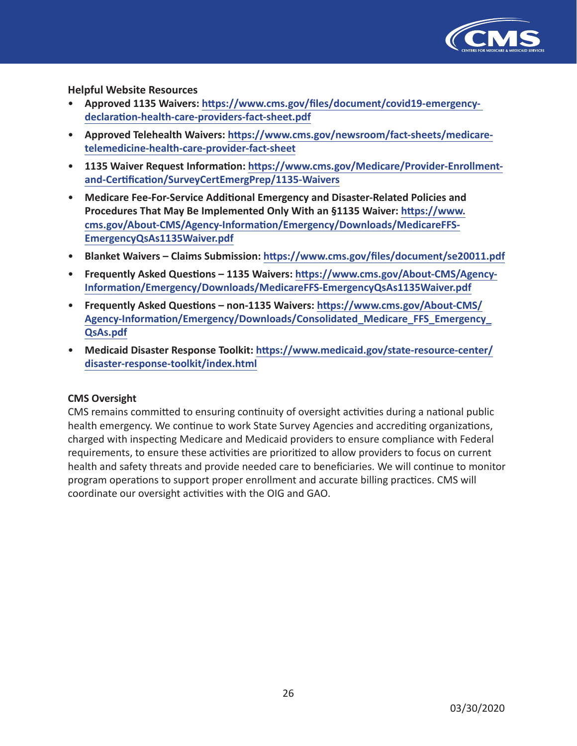**Helpful Website Resources**

- **Approved 1135 Waivers: https://www.cms.gov/files/document/covid19-emergency-declaration-health-care-providers-fact-sheet.pdf**
- **Approved Telehealth Waivers: https://www.cms.gov/newsroom/fact-sheets/medicare-telemedicine-health-care-provider-fact-sheet**
- **1135 Waiver Request Information: https://www.cms.gov/Medicare/Provider-Enrollment-and-Certification/SurveyCertEmergPrep/1135-Waivers**
- **Medicare Fee-For-Service Additional Emergency and Disaster-Related Policies and Procedures That May Be Implemented Only With an §1135 Waiver: https://www.cms.gov/About-CMS/Agency-Information/Emergency/Downloads/MedicareFFS-EmergencyQsAs1135Waiver.pdf**
- **Blanket Waivers – Claims Submission: https://www.cms.gov/files/document/se20011.pdf**
- **Frequently Asked Questions – 1135 Waivers: https://www.cms.gov/About-CMS/Agency-Information/Emergency/Downloads/MedicareFFS-EmergencyQsAs1135Waiver.pdf**
- **Frequently Asked Questions – non-1135 Waivers: https://www.cms.gov/About-CMS/Agency-Information/Emergency/Downloads/Consolidated_Medicare_FFS_Emergency_QsAs.pdf**
- **Medicaid Disaster Response Toolkit: https://www.medicaid.gov/state-resource-center/disaster-response-toolkit/index.html**

**CMS Oversight**

CMS remains committed to ensuring continuity of oversight activities during a national public health emergency. We continue to work State Survey Agencies and accrediting organizations, charged with inspecting Medicare and Medicaid providers to ensure compliance with Federal requirements, to ensure these activities are prioritized to allow providers to focus on current health and safety threats and provide needed care to beneficiaries. We will continue to monitor program operations to support proper enrollment and accurate billing practices. CMS will coordinate our oversight activities with the OIG and GAO.

03/30/2020